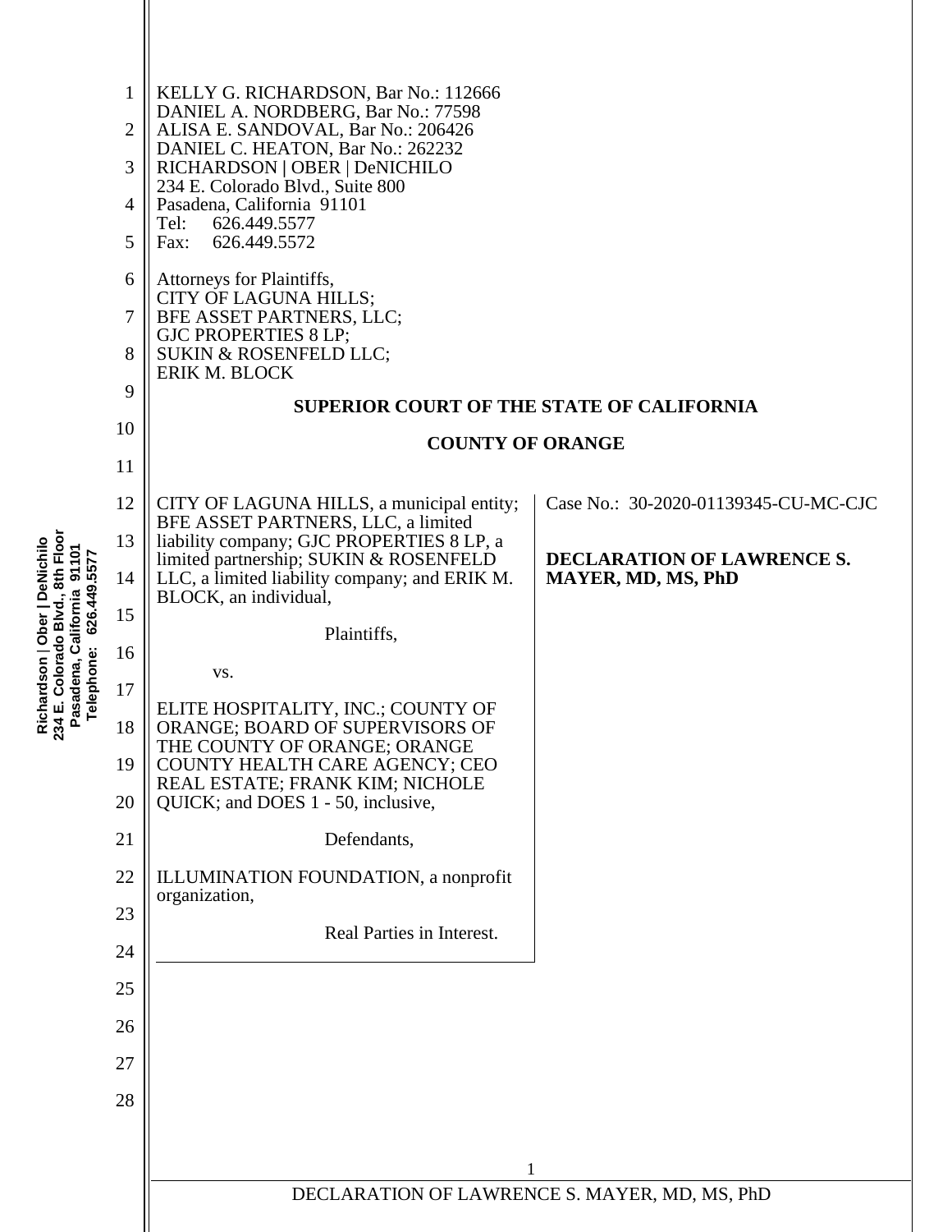KELLY G. RICHARDSON, Bar No.: 112666
DANIEL A. NORDBERG, Bar No.: 77598
ALISA E. SANDOVAL, Bar No.: 206426
DANIEL C. HEATON, Bar No.: 262232
RICHARDSON | OBER | DeNICHILO
234 E. Colorado Blvd., Suite 800
Pasadena, California 91101
Tel: 626.449.5577
Fax: 626.449.5572

Attorneys for Plaintiffs,
CITY OF LAGUNA HILLS;
BFE ASSET PARTNERS, LLC;
GJC PROPERTIES 8 LP;
SUKIN & ROSENFELD LLC;
ERIK M. BLOCK

**SUPERIOR COURT OF THE STATE OF CALIFORNIA**

**COUNTY OF ORANGE**

| | |
|---|---|
| CITY OF LAGUNA HILLS, a municipal entity; BFE ASSET PARTNERS, LLC, a limited liability company; GJC PROPERTIES 8 LP, a limited partnership; SUKIN & ROSENFELD LLC, a limited liability company; and ERIK M. BLOCK, an individual,<br><br>Plaintiffs,<br><br>vs.<br><br>ELITE HOSPITALITY, INC.; COUNTY OF ORANGE; BOARD OF SUPERVISORS OF THE COUNTY OF ORANGE; ORANGE COUNTY HEALTH CARE AGENCY; CEO REAL ESTATE; FRANK KIM; NICHOLE QUICK; and DOES 1 - 50, inclusive,<br><br>Defendants,<br><br>ILLUMINATION FOUNDATION, a nonprofit organization,<br><br>Real Parties in Interest. | Case No.: 30-2020-01139345-CU-MC-CJC<br><br>**DECLARATION OF LAWRENCE S. MAYER, MD, MS, PhD** |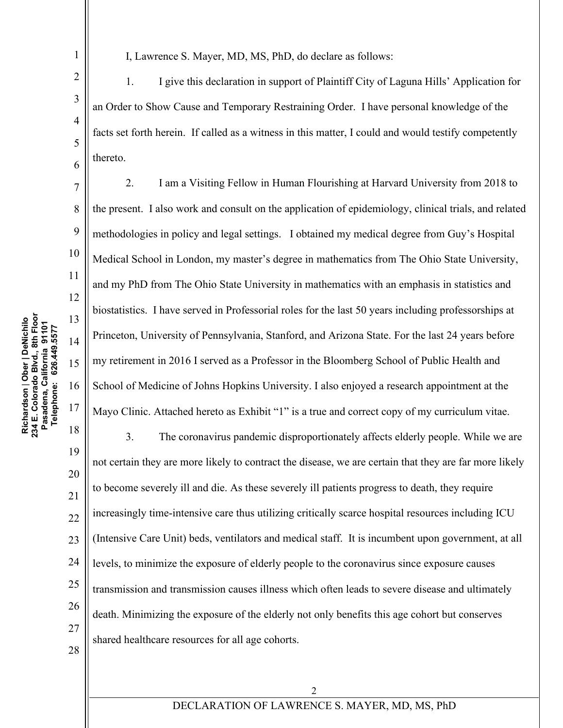I, Lawrence S. Mayer, MD, MS, PhD, do declare as follows:

1. I give this declaration in support of Plaintiff City of Laguna Hills' Application for an Order to Show Cause and Temporary Restraining Order. I have personal knowledge of the facts set forth herein. If called as a witness in this matter, I could and would testify competently thereto.

2. I am a Visiting Fellow in Human Flourishing at Harvard University from 2018 to the present. I also work and consult on the application of epidemiology, clinical trials, and related methodologies in policy and legal settings. I obtained my medical degree from Guy's Hospital Medical School in London, my master's degree in mathematics from The Ohio State University, and my PhD from The Ohio State University in mathematics with an emphasis in statistics and biostatistics. I have served in Professorial roles for the last 50 years including professorships at Princeton, University of Pennsylvania, Stanford, and Arizona State. For the last 24 years before my retirement in 2016 I served as a Professor in the Bloomberg School of Public Health and School of Medicine of Johns Hopkins University. I also enjoyed a research appointment at the Mayo Clinic. Attached hereto as Exhibit "1" is a true and correct copy of my curriculum vitae.

3. The coronavirus pandemic disproportionately affects elderly people. While we are not certain they are more likely to contract the disease, we are certain that they are far more likely to become severely ill and die. As these severely ill patients progress to death, they require increasingly time-intensive care thus utilizing critically scarce hospital resources including ICU (Intensive Care Unit) beds, ventilators and medical staff. It is incumbent upon government, at all levels, to minimize the exposure of elderly people to the coronavirus since exposure causes transmission and transmission causes illness which often leads to severe disease and ultimately death. Minimizing the exposure of the elderly not only benefits this age cohort but conserves shared healthcare resources for all age cohorts.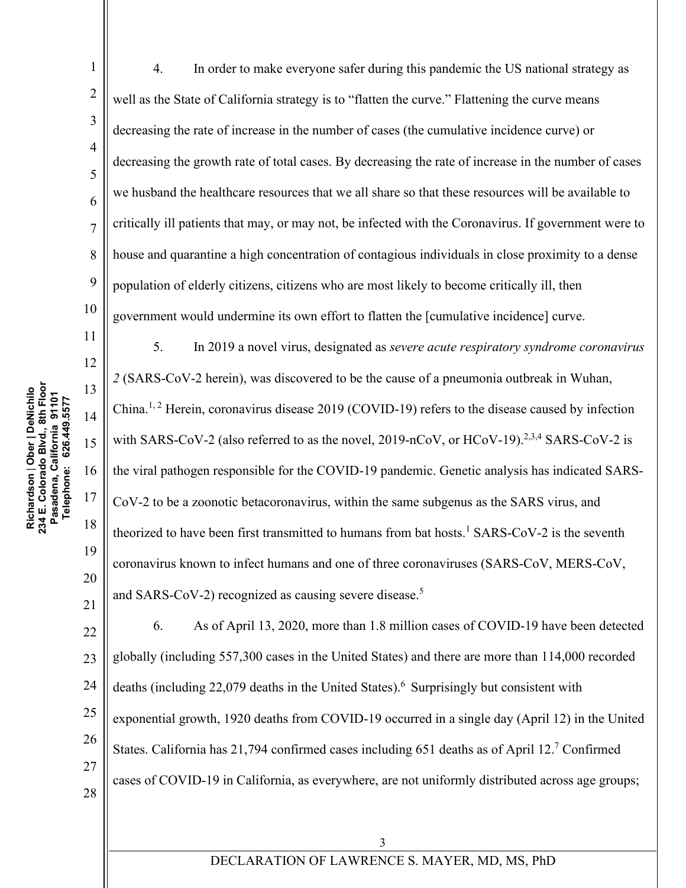4. In order to make everyone safer during this pandemic the US national strategy as well as the State of California strategy is to "flatten the curve." Flattening the curve means decreasing the rate of increase in the number of cases (the cumulative incidence curve) or decreasing the growth rate of total cases. By decreasing the rate of increase in the number of cases we husband the healthcare resources that we all share so that these resources will be available to critically ill patients that may, or may not, be infected with the Coronavirus. If government were to house and quarantine a high concentration of contagious individuals in close proximity to a dense population of elderly citizens, citizens who are most likely to become critically ill, then government would undermine its own effort to flatten the [cumulative incidence] curve.

5. In 2019 a novel virus, designated as *severe acute respiratory syndrome coronavirus 2* (SARS-CoV-2 herein), was discovered to be the cause of a pneumonia outbreak in Wuhan, China.[1, 2] Herein, coronavirus disease 2019 (COVID-19) refers to the disease caused by infection with SARS-CoV-2 (also referred to as the novel, 2019-nCoV, or HCoV-19).[2,3,4] SARS-CoV-2 is the viral pathogen responsible for the COVID-19 pandemic. Genetic analysis has indicated SARS-CoV-2 to be a zoonotic betacoronavirus, within the same subgenus as the SARS virus, and theorized to have been first transmitted to humans from bat hosts.[1] SARS-CoV-2 is the seventh coronavirus known to infect humans and one of three coronaviruses (SARS-CoV, MERS-CoV, and SARS-CoV-2) recognized as causing severe disease.[5]

6. As of April 13, 2020, more than 1.8 million cases of COVID-19 have been detected globally (including 557,300 cases in the United States) and there are more than 114,000 recorded deaths (including 22,079 deaths in the United States).[6] Surprisingly but consistent with exponential growth, 1920 deaths from COVID-19 occurred in a single day (April 12) in the United States. California has 21,794 confirmed cases including 651 deaths as of April 12.[7] Confirmed cases of COVID-19 in California, as everywhere, are not uniformly distributed across age groups;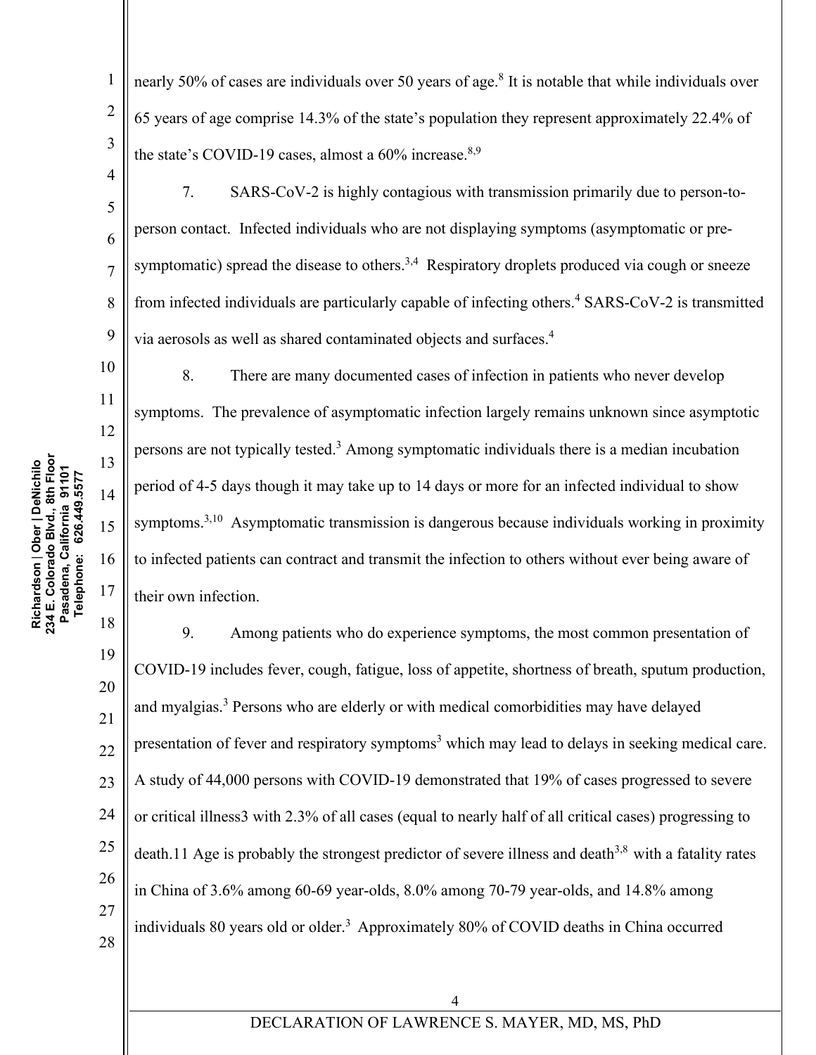nearly 50% of cases are individuals over 50 years of age.[8] It is notable that while individuals over 65 years of age comprise 14.3% of the state's population they represent approximately 22.4% of the state's COVID-19 cases, almost a 60% increase.[8,9]

7. SARS-CoV-2 is highly contagious with transmission primarily due to person-to-person contact. Infected individuals who are not displaying symptoms (asymptomatic or pre-symptomatic) spread the disease to others.[3,4] Respiratory droplets produced via cough or sneeze from infected individuals are particularly capable of infecting others.[4] SARS-CoV-2 is transmitted via aerosols as well as shared contaminated objects and surfaces.[4]

8. There are many documented cases of infection in patients who never develop symptoms. The prevalence of asymptomatic infection largely remains unknown since asymptotic persons are not typically tested.[3] Among symptomatic individuals there is a median incubation period of 4-5 days though it may take up to 14 days or more for an infected individual to show symptoms.[3,10] Asymptomatic transmission is dangerous because individuals working in proximity to infected patients can contract and transmit the infection to others without ever being aware of their own infection.

9. Among patients who do experience symptoms, the most common presentation of COVID-19 includes fever, cough, fatigue, loss of appetite, shortness of breath, sputum production, and myalgias.[3] Persons who are elderly or with medical comorbidities may have delayed presentation of fever and respiratory symptoms[3] which may lead to delays in seeking medical care. A study of 44,000 persons with COVID-19 demonstrated that 19% of cases progressed to severe or critical illness3 with 2.3% of all cases (equal to nearly half of all critical cases) progressing to death.11 Age is probably the strongest predictor of severe illness and death[3,8] with a fatality rates in China of 3.6% among 60-69 year-olds, 8.0% among 70-79 year-olds, and 14.8% among individuals 80 years old or older.[3] Approximately 80% of COVID deaths in China occurred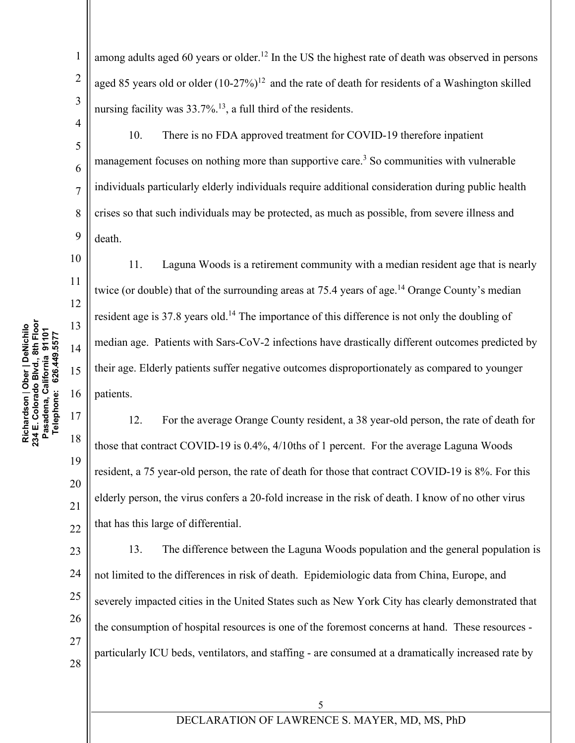among adults aged 60 years or older.[12] In the US the highest rate of death was observed in persons aged 85 years old or older (10-27%)[12] and the rate of death for residents of a Washington skilled nursing facility was 33.7%.[13], a full third of the residents.

10. There is no FDA approved treatment for COVID-19 therefore inpatient management focuses on nothing more than supportive care.[3] So communities with vulnerable individuals particularly elderly individuals require additional consideration during public health crises so that such individuals may be protected, as much as possible, from severe illness and death.

11. Laguna Woods is a retirement community with a median resident age that is nearly twice (or double) that of the surrounding areas at 75.4 years of age.[14] Orange County's median resident age is 37.8 years old.[14] The importance of this difference is not only the doubling of median age. Patients with Sars-CoV-2 infections have drastically different outcomes predicted by their age. Elderly patients suffer negative outcomes disproportionately as compared to younger patients.

12. For the average Orange County resident, a 38 year-old person, the rate of death for those that contract COVID-19 is 0.4%, 4/10ths of 1 percent. For the average Laguna Woods resident, a 75 year-old person, the rate of death for those that contract COVID-19 is 8%. For this elderly person, the virus confers a 20-fold increase in the risk of death. I know of no other virus that has this large of differential.

13. The difference between the Laguna Woods population and the general population is not limited to the differences in risk of death. Epidemiologic data from China, Europe, and severely impacted cities in the United States such as New York City has clearly demonstrated that the consumption of hospital resources is one of the foremost concerns at hand. These resources - particularly ICU beds, ventilators, and staffing - are consumed at a dramatically increased rate by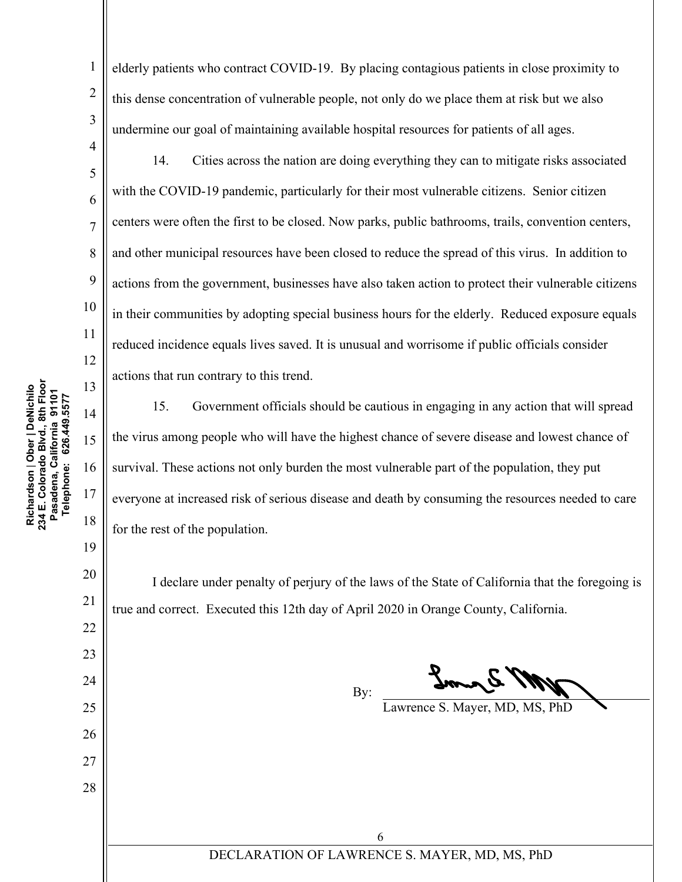elderly patients who contract COVID-19. By placing contagious patients in close proximity to this dense concentration of vulnerable people, not only do we place them at risk but we also undermine our goal of maintaining available hospital resources for patients of all ages.

14. Cities across the nation are doing everything they can to mitigate risks associated with the COVID-19 pandemic, particularly for their most vulnerable citizens. Senior citizen centers were often the first to be closed. Now parks, public bathrooms, trails, convention centers, and other municipal resources have been closed to reduce the spread of this virus. In addition to actions from the government, businesses have also taken action to protect their vulnerable citizens in their communities by adopting special business hours for the elderly. Reduced exposure equals reduced incidence equals lives saved. It is unusual and worrisome if public officials consider actions that run contrary to this trend.

15. Government officials should be cautious in engaging in any action that will spread the virus among people who will have the highest chance of severe disease and lowest chance of survival. These actions not only burden the most vulnerable part of the population, they put everyone at increased risk of serious disease and death by consuming the resources needed to care for the rest of the population.

I declare under penalty of perjury of the laws of the State of California that the foregoing is true and correct. Executed this 12th day of April 2020 in Orange County, California.

By: ______________________________
Lawrence S. Mayer, MD, MS, PhD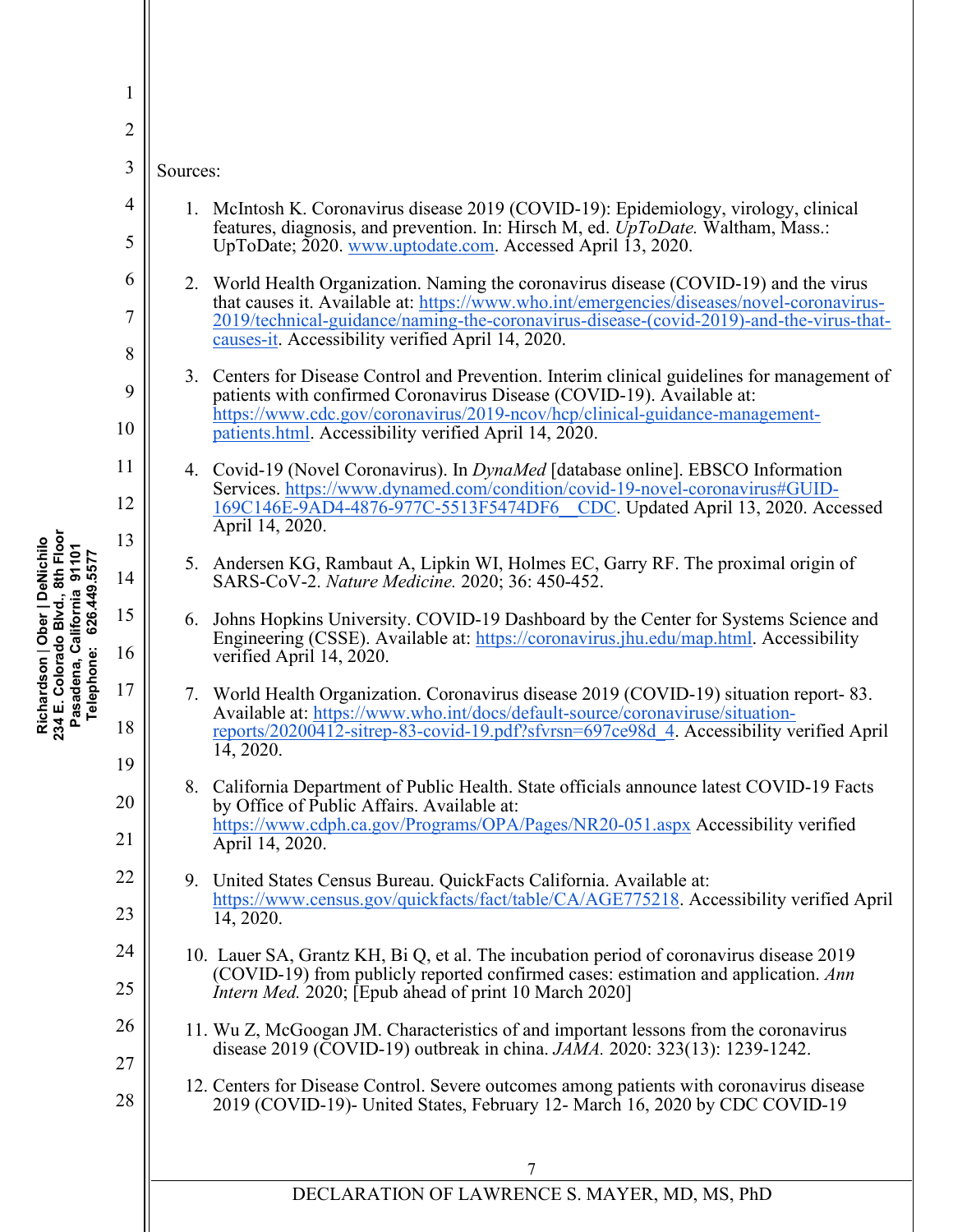Sources:

1. McIntosh K. Coronavirus disease 2019 (COVID-19): Epidemiology, virology, clinical features, diagnosis, and prevention. In: Hirsch M, ed. *UpToDate.* Waltham, Mass.: UpToDate; 2020. www.uptodate.com. Accessed April 13, 2020.

2. World Health Organization. Naming the coronavirus disease (COVID-19) and the virus that causes it. Available at: https://www.who.int/emergencies/diseases/novel-coronavirus-2019/technical-guidance/naming-the-coronavirus-disease-(covid-2019)-and-the-virus-that-causes-it. Accessibility verified April 14, 2020.

3. Centers for Disease Control and Prevention. Interim clinical guidelines for management of patients with confirmed Coronavirus Disease (COVID-19). Available at: https://www.cdc.gov/coronavirus/2019-ncov/hcp/clinical-guidance-management-patients.html. Accessibility verified April 14, 2020.

4. Covid-19 (Novel Coronavirus). In *DynaMed* [database online]. EBSCO Information Services. https://www.dynamed.com/condition/covid-19-novel-coronavirus#GUID-169C146E-9AD4-4876-977C-5513F5474DF6__CDC. Updated April 13, 2020. Accessed April 14, 2020.

5. Andersen KG, Rambaut A, Lipkin WI, Holmes EC, Garry RF. The proximal origin of SARS-CoV-2. *Nature Medicine.* 2020; 36: 450-452.

6. Johns Hopkins University. COVID-19 Dashboard by the Center for Systems Science and Engineering (CSSE). Available at: https://coronavirus.jhu.edu/map.html. Accessibility verified April 14, 2020.

7. World Health Organization. Coronavirus disease 2019 (COVID-19) situation report- 83. Available at: https://www.who.int/docs/default-source/coronaviruse/situation-reports/20200412-sitrep-83-covid-19.pdf?sfvrsn=697ce98d_4. Accessibility verified April 14, 2020.

8. California Department of Public Health. State officials announce latest COVID-19 Facts by Office of Public Affairs. Available at: https://www.cdph.ca.gov/Programs/OPA/Pages/NR20-051.aspx Accessibility verified April 14, 2020.

9. United States Census Bureau. QuickFacts California. Available at: https://www.census.gov/quickfacts/fact/table/CA/AGE775218. Accessibility verified April 14, 2020.

10. Lauer SA, Grantz KH, Bi Q, et al. The incubation period of coronavirus disease 2019 (COVID-19) from publicly reported confirmed cases: estimation and application. *Ann Intern Med.* 2020; [Epub ahead of print 10 March 2020]

11. Wu Z, McGoogan JM. Characteristics of and important lessons from the coronavirus disease 2019 (COVID-19) outbreak in china. *JAMA.* 2020: 323(13): 1239-1242.

12. Centers for Disease Control. Severe outcomes among patients with coronavirus disease 2019 (COVID-19)- United States, February 12- March 16, 2020 by CDC COVID-19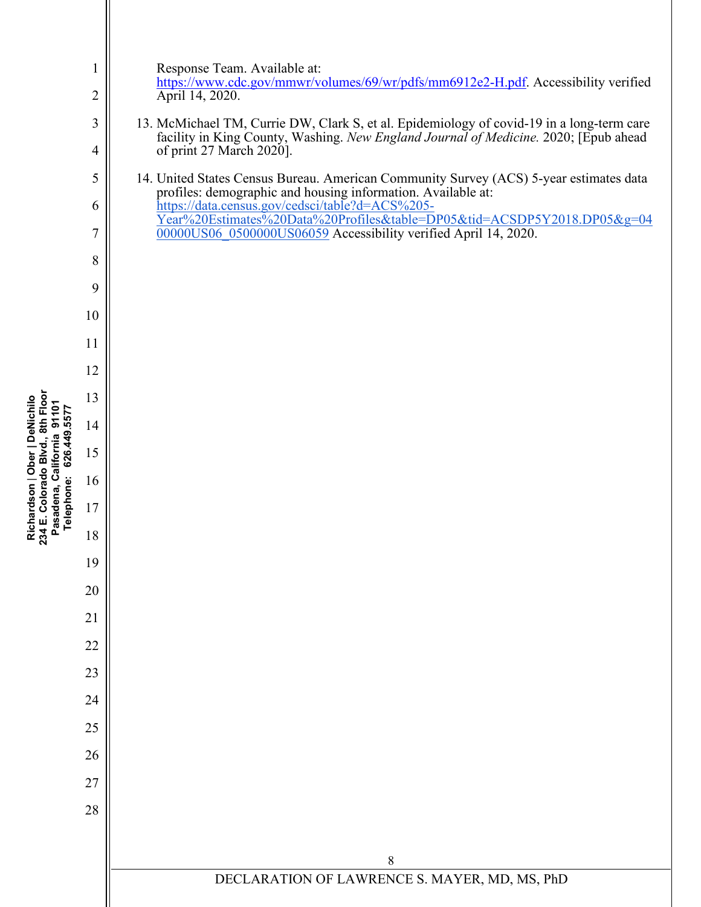Response Team. Available at: https://www.cdc.gov/mmwr/volumes/69/wr/pdfs/mm6912e2-H.pdf. Accessibility verified April 14, 2020.

13. McMichael TM, Currie DW, Clark S, et al. Epidemiology of covid-19 in a long-term care facility in King County, Washing. *New England Journal of Medicine.* 2020; [Epub ahead of print 27 March 2020].

14. United States Census Bureau. American Community Survey (ACS) 5-year estimates data profiles: demographic and housing information. Available at: https://data.census.gov/cedsci/table?d=ACS%205-Year%20Estimates%20Data%20Profiles&table=DP05&tid=ACSDP5Y2018.DP05&g=0400000US06_0500000US06059 Accessibility verified April 14, 2020.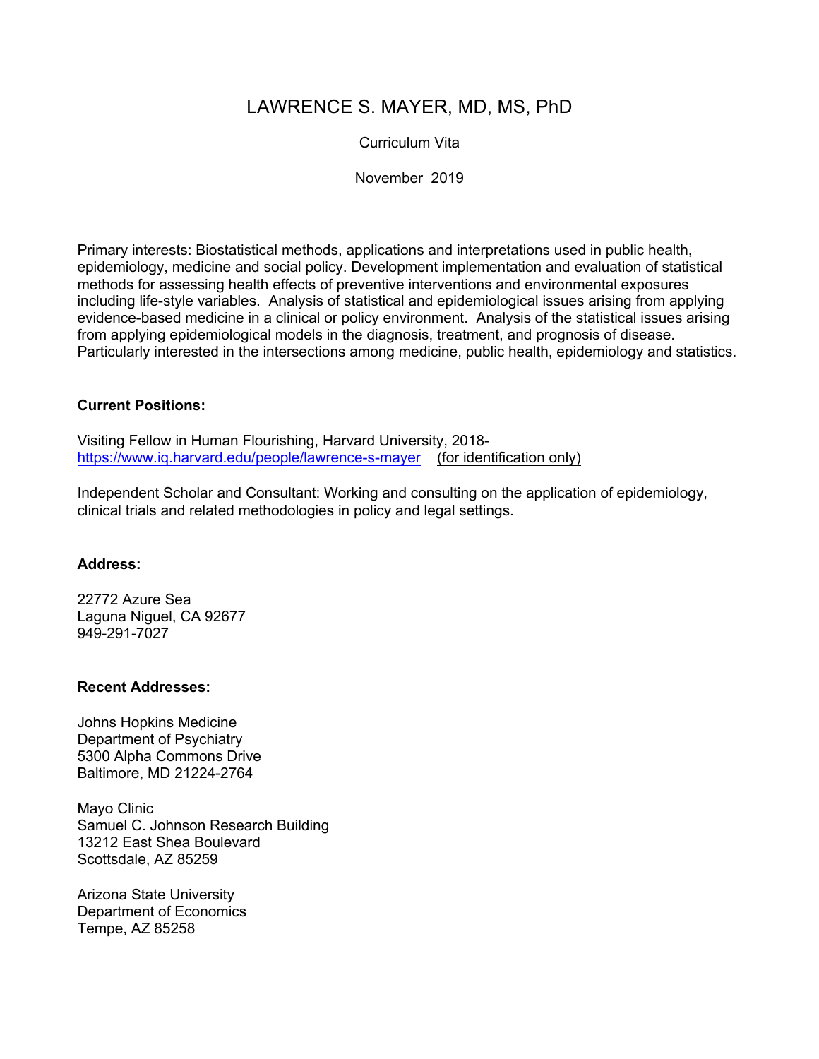# LAWRENCE S. MAYER, MD, MS, PhD

Curriculum Vita

November 2019

Primary interests: Biostatistical methods, applications and interpretations used in public health, epidemiology, medicine and social policy. Development implementation and evaluation of statistical methods for assessing health effects of preventive interventions and environmental exposures including life-style variables. Analysis of statistical and epidemiological issues arising from applying evidence-based medicine in a clinical or policy environment. Analysis of the statistical issues arising from applying epidemiological models in the diagnosis, treatment, and prognosis of disease. Particularly interested in the intersections among medicine, public health, epidemiology and statistics.

**Current Positions:**

Visiting Fellow in Human Flourishing, Harvard University, 2018-
https://www.iq.harvard.edu/people/lawrence-s-mayer (for identification only)

Independent Scholar and Consultant: Working and consulting on the application of epidemiology, clinical trials and related methodologies in policy and legal settings.

**Address:**

22772 Azure Sea
Laguna Niguel, CA 92677
949-291-7027

**Recent Addresses:**

Johns Hopkins Medicine
Department of Psychiatry
5300 Alpha Commons Drive
Baltimore, MD 21224-2764

Mayo Clinic
Samuel C. Johnson Research Building
13212 East Shea Boulevard
Scottsdale, AZ 85259

Arizona State University
Department of Economics
Tempe, AZ 85258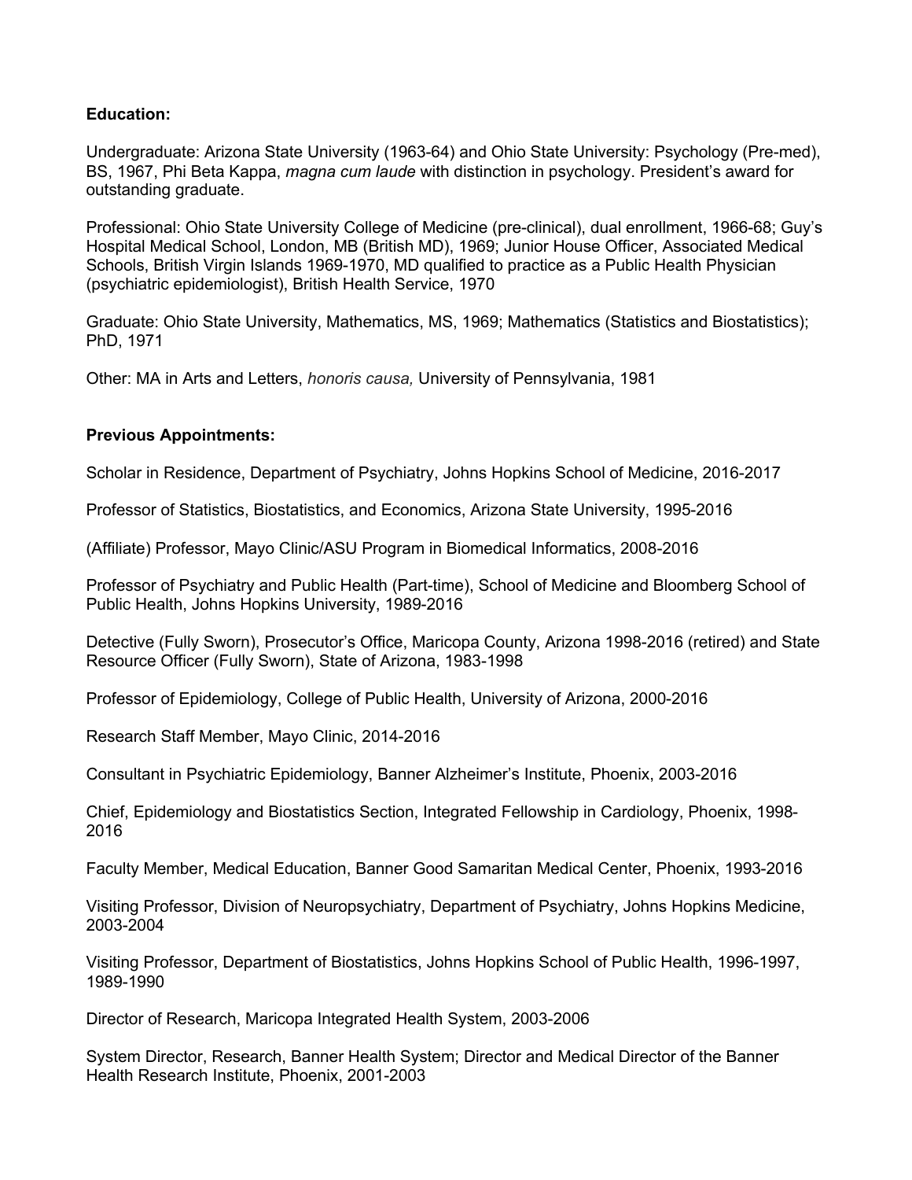**Education:**

Undergraduate: Arizona State University (1963-64) and Ohio State University: Psychology (Pre-med), BS, 1967, Phi Beta Kappa, *magna cum laude* with distinction in psychology. President's award for outstanding graduate.

Professional: Ohio State University College of Medicine (pre-clinical), dual enrollment, 1966-68; Guy's Hospital Medical School, London, MB (British MD), 1969; Junior House Officer, Associated Medical Schools, British Virgin Islands 1969-1970, MD qualified to practice as a Public Health Physician (psychiatric epidemiologist), British Health Service, 1970

Graduate: Ohio State University, Mathematics, MS, 1969; Mathematics (Statistics and Biostatistics); PhD, 1971

Other: MA in Arts and Letters, *honoris causa,* University of Pennsylvania, 1981

**Previous Appointments:**

Scholar in Residence, Department of Psychiatry, Johns Hopkins School of Medicine, 2016-2017

Professor of Statistics, Biostatistics, and Economics, Arizona State University, 1995-2016

(Affiliate) Professor, Mayo Clinic/ASU Program in Biomedical Informatics, 2008-2016

Professor of Psychiatry and Public Health (Part-time), School of Medicine and Bloomberg School of Public Health, Johns Hopkins University, 1989-2016

Detective (Fully Sworn), Prosecutor's Office, Maricopa County, Arizona 1998-2016 (retired) and State Resource Officer (Fully Sworn), State of Arizona, 1983-1998

Professor of Epidemiology, College of Public Health, University of Arizona, 2000-2016

Research Staff Member, Mayo Clinic, 2014-2016

Consultant in Psychiatric Epidemiology, Banner Alzheimer's Institute, Phoenix, 2003-2016

Chief, Epidemiology and Biostatistics Section, Integrated Fellowship in Cardiology, Phoenix, 1998-2016

Faculty Member, Medical Education, Banner Good Samaritan Medical Center, Phoenix, 1993-2016

Visiting Professor, Division of Neuropsychiatry, Department of Psychiatry, Johns Hopkins Medicine, 2003-2004

Visiting Professor, Department of Biostatistics, Johns Hopkins School of Public Health, 1996-1997, 1989-1990

Director of Research, Maricopa Integrated Health System, 2003-2006

System Director, Research, Banner Health System; Director and Medical Director of the Banner Health Research Institute, Phoenix, 2001-2003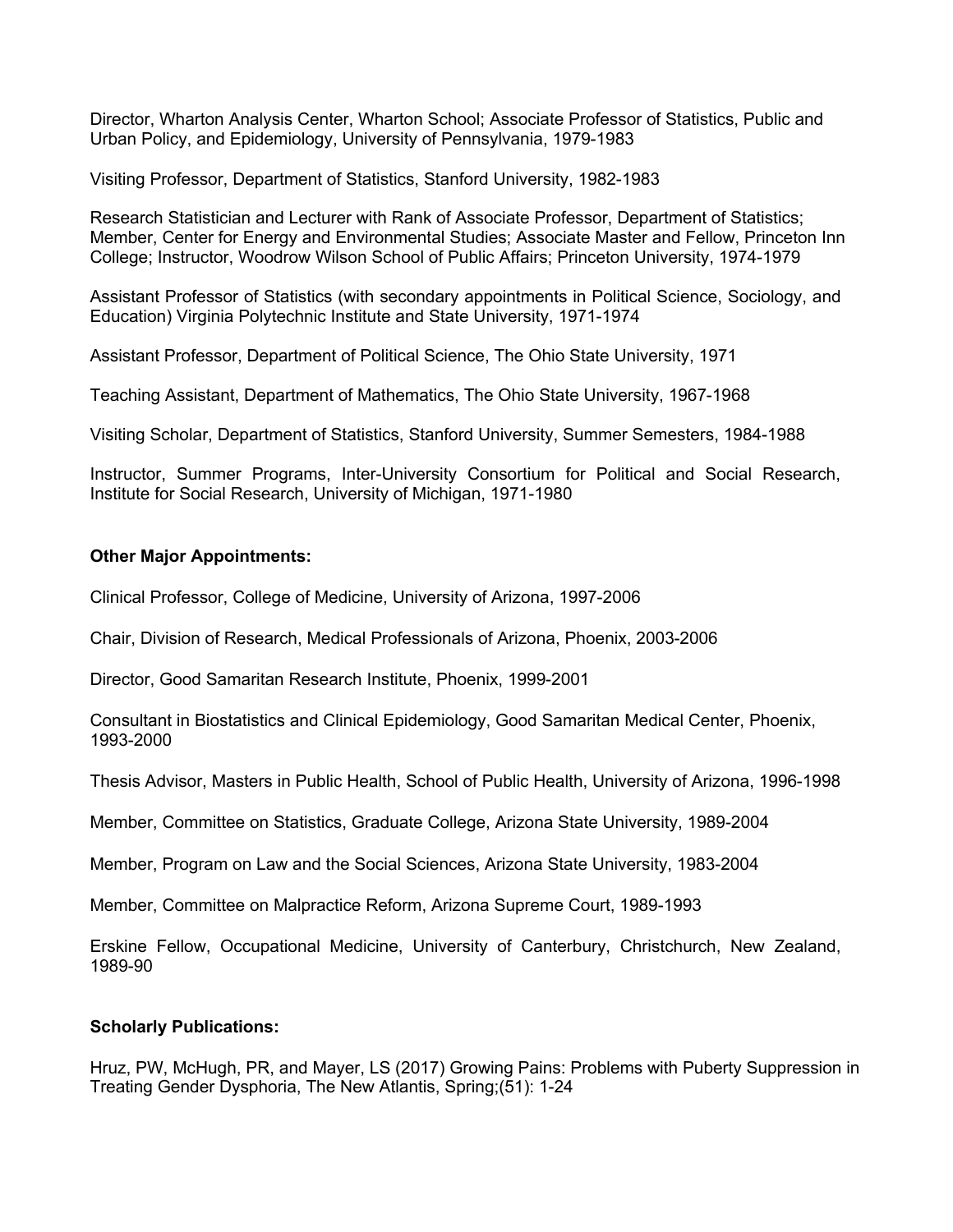Director, Wharton Analysis Center, Wharton School; Associate Professor of Statistics, Public and Urban Policy, and Epidemiology, University of Pennsylvania, 1979-1983

Visiting Professor, Department of Statistics, Stanford University, 1982-1983

Research Statistician and Lecturer with Rank of Associate Professor, Department of Statistics; Member, Center for Energy and Environmental Studies; Associate Master and Fellow, Princeton Inn College; Instructor, Woodrow Wilson School of Public Affairs; Princeton University, 1974-1979

Assistant Professor of Statistics (with secondary appointments in Political Science, Sociology, and Education) Virginia Polytechnic Institute and State University, 1971-1974

Assistant Professor, Department of Political Science, The Ohio State University, 1971

Teaching Assistant, Department of Mathematics, The Ohio State University, 1967-1968

Visiting Scholar, Department of Statistics, Stanford University, Summer Semesters, 1984-1988

Instructor, Summer Programs, Inter-University Consortium for Political and Social Research, Institute for Social Research, University of Michigan, 1971-1980

**Other Major Appointments:**

Clinical Professor, College of Medicine, University of Arizona, 1997-2006

Chair, Division of Research, Medical Professionals of Arizona, Phoenix, 2003-2006

Director, Good Samaritan Research Institute, Phoenix, 1999-2001

Consultant in Biostatistics and Clinical Epidemiology, Good Samaritan Medical Center, Phoenix, 1993-2000

Thesis Advisor, Masters in Public Health, School of Public Health, University of Arizona, 1996-1998

Member, Committee on Statistics, Graduate College, Arizona State University, 1989-2004

Member, Program on Law and the Social Sciences, Arizona State University, 1983-2004

Member, Committee on Malpractice Reform, Arizona Supreme Court, 1989-1993

Erskine Fellow, Occupational Medicine, University of Canterbury, Christchurch, New Zealand, 1989-90

**Scholarly Publications:**

Hruz, PW, McHugh, PR, and Mayer, LS (2017) Growing Pains: Problems with Puberty Suppression in Treating Gender Dysphoria, The New Atlantis, Spring;(51): 1-24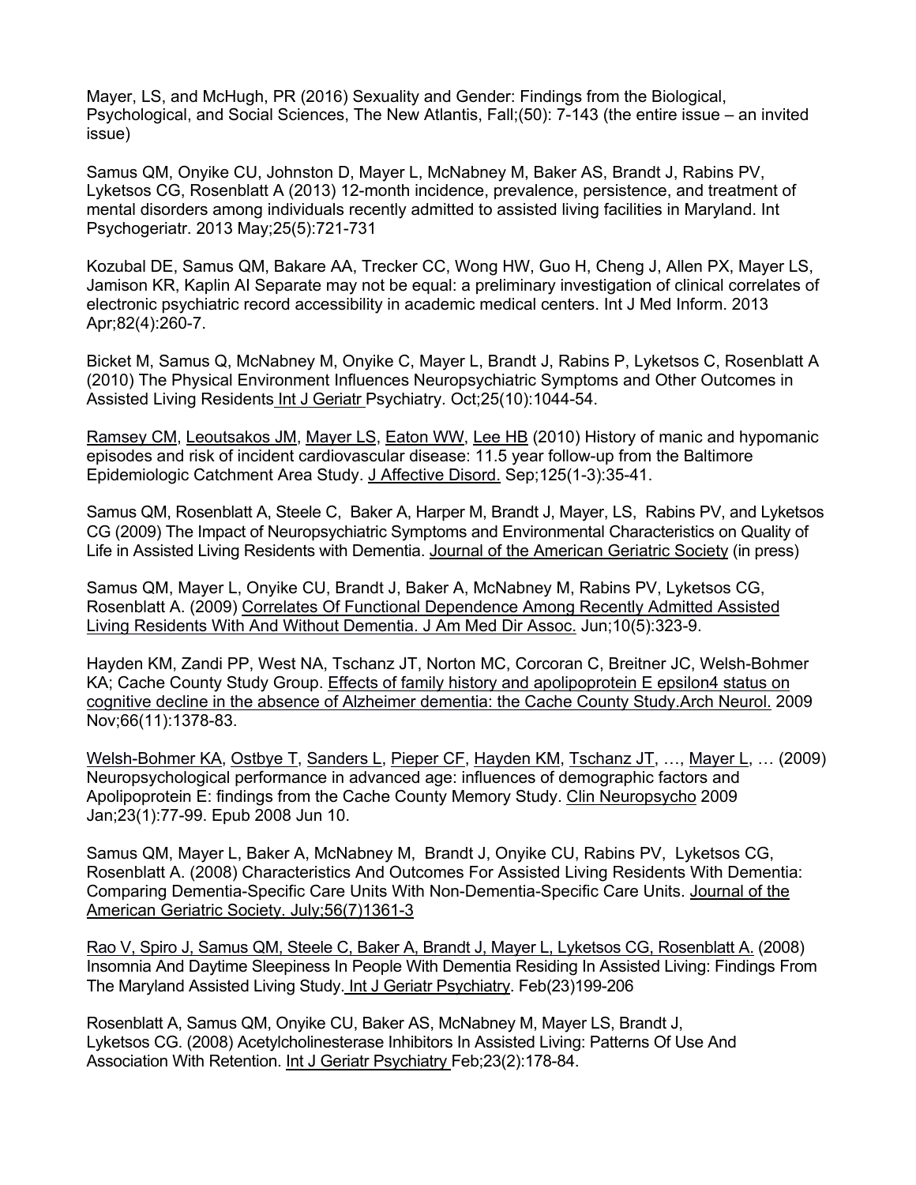Mayer, LS, and McHugh, PR (2016) Sexuality and Gender: Findings from the Biological, Psychological, and Social Sciences, The New Atlantis, Fall;(50): 7-143 (the entire issue – an invited issue)

Samus QM, Onyike CU, Johnston D, Mayer L, McNabney M, Baker AS, Brandt J, Rabins PV, Lyketsos CG, Rosenblatt A (2013) 12-month incidence, prevalence, persistence, and treatment of mental disorders among individuals recently admitted to assisted living facilities in Maryland. Int Psychogeriatr. 2013 May;25(5):721-731

Kozubal DE, Samus QM, Bakare AA, Trecker CC, Wong HW, Guo H, Cheng J, Allen PX, Mayer LS, Jamison KR, Kaplin AI Separate may not be equal: a preliminary investigation of clinical correlates of electronic psychiatric record accessibility in academic medical centers. Int J Med Inform. 2013 Apr;82(4):260-7.

Bicket M, Samus Q, McNabney M, Onyike C, Mayer L, Brandt J, Rabins P, Lyketsos C, Rosenblatt A (2010) The Physical Environment Influences Neuropsychiatric Symptoms and Other Outcomes in Assisted Living Residents Int J Geriatr Psychiatry. Oct;25(10):1044-54.

Ramsey CM, Leoutsakos JM, Mayer LS, Eaton WW, Lee HB (2010) History of manic and hypomanic episodes and risk of incident cardiovascular disease: 11.5 year follow-up from the Baltimore Epidemiologic Catchment Area Study. J Affective Disord. Sep;125(1-3):35-41.

Samus QM, Rosenblatt A, Steele C, Baker A, Harper M, Brandt J, Mayer, LS, Rabins PV, and Lyketsos CG (2009) The Impact of Neuropsychiatric Symptoms and Environmental Characteristics on Quality of Life in Assisted Living Residents with Dementia. Journal of the American Geriatric Society (in press)

Samus QM, Mayer L, Onyike CU, Brandt J, Baker A, McNabney M, Rabins PV, Lyketsos CG, Rosenblatt A. (2009) Correlates Of Functional Dependence Among Recently Admitted Assisted Living Residents With And Without Dementia. J Am Med Dir Assoc. Jun;10(5):323-9.

Hayden KM, Zandi PP, West NA, Tschanz JT, Norton MC, Corcoran C, Breitner JC, Welsh-Bohmer KA; Cache County Study Group. Effects of family history and apolipoprotein E epsilon4 status on cognitive decline in the absence of Alzheimer dementia: the Cache County Study.Arch Neurol. 2009 Nov;66(11):1378-83.

Welsh-Bohmer KA, Ostbye T, Sanders L, Pieper CF, Hayden KM, Tschanz JT, …, Mayer L, … (2009) Neuropsychological performance in advanced age: influences of demographic factors and Apolipoprotein E: findings from the Cache County Memory Study. Clin Neuropsycho 2009 Jan;23(1):77-99. Epub 2008 Jun 10.

Samus QM, Mayer L, Baker A, McNabney M, Brandt J, Onyike CU, Rabins PV, Lyketsos CG, Rosenblatt A. (2008) Characteristics And Outcomes For Assisted Living Residents With Dementia: Comparing Dementia-Specific Care Units With Non-Dementia-Specific Care Units. Journal of the American Geriatric Society. July;56(7)1361-3

Rao V, Spiro J, Samus QM, Steele C, Baker A, Brandt J, Mayer L, Lyketsos CG, Rosenblatt A. (2008) Insomnia And Daytime Sleepiness In People With Dementia Residing In Assisted Living: Findings From The Maryland Assisted Living Study. Int J Geriatr Psychiatry. Feb(23)199-206

Rosenblatt A, Samus QM, Onyike CU, Baker AS, McNabney M, Mayer LS, Brandt J, Lyketsos CG. (2008) Acetylcholinesterase Inhibitors In Assisted Living: Patterns Of Use And Association With Retention. Int J Geriatr Psychiatry Feb;23(2):178-84.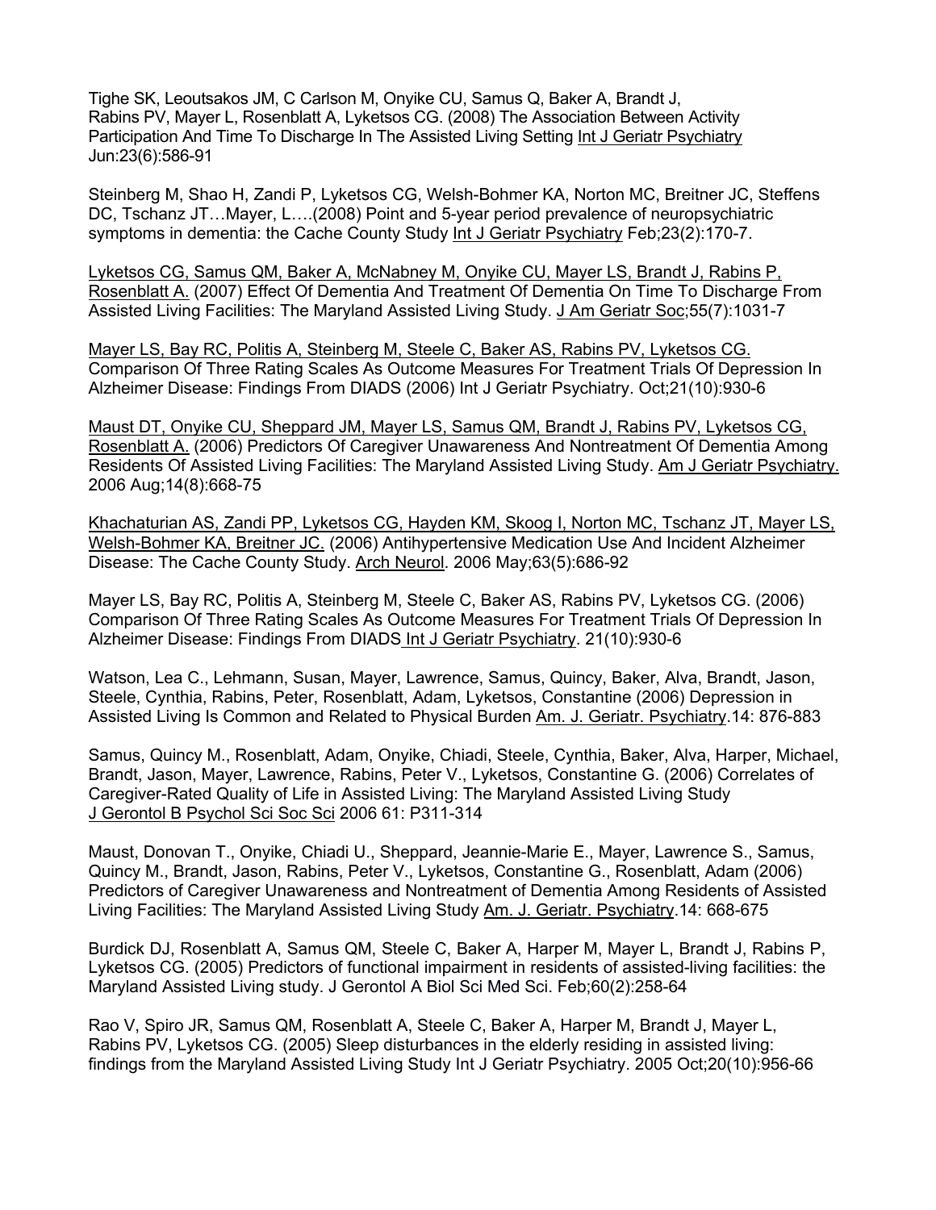Tighe SK, Leoutsakos JM, C Carlson M, Onyike CU, Samus Q, Baker A, Brandt J, Rabins PV, Mayer L, Rosenblatt A, Lyketsos CG. (2008) The Association Between Activity Participation And Time To Discharge In The Assisted Living Setting Int J Geriatr Psychiatry Jun:23(6):586-91

Steinberg M, Shao H, Zandi P, Lyketsos CG, Welsh-Bohmer KA, Norton MC, Breitner JC, Steffens DC, Tschanz JT…Mayer, L….(2008) Point and 5-year period prevalence of neuropsychiatric symptoms in dementia: the Cache County Study Int J Geriatr Psychiatry Feb;23(2):170-7.

Lyketsos CG, Samus QM, Baker A, McNabney M, Onyike CU, Mayer LS, Brandt J, Rabins P, Rosenblatt A. (2007) Effect Of Dementia And Treatment Of Dementia On Time To Discharge From Assisted Living Facilities: The Maryland Assisted Living Study. J Am Geriatr Soc;55(7):1031-7

Mayer LS, Bay RC, Politis A, Steinberg M, Steele C, Baker AS, Rabins PV, Lyketsos CG. Comparison Of Three Rating Scales As Outcome Measures For Treatment Trials Of Depression In Alzheimer Disease: Findings From DIADS (2006) Int J Geriatr Psychiatry. Oct;21(10):930-6

Maust DT, Onyike CU, Sheppard JM, Mayer LS, Samus QM, Brandt J, Rabins PV, Lyketsos CG, Rosenblatt A. (2006) Predictors Of Caregiver Unawareness And Nontreatment Of Dementia Among Residents Of Assisted Living Facilities: The Maryland Assisted Living Study. Am J Geriatr Psychiatry. 2006 Aug;14(8):668-75

Khachaturian AS, Zandi PP, Lyketsos CG, Hayden KM, Skoog I, Norton MC, Tschanz JT, Mayer LS, Welsh-Bohmer KA, Breitner JC. (2006) Antihypertensive Medication Use And Incident Alzheimer Disease: The Cache County Study. Arch Neurol. 2006 May;63(5):686-92

Mayer LS, Bay RC, Politis A, Steinberg M, Steele C, Baker AS, Rabins PV, Lyketsos CG. (2006) Comparison Of Three Rating Scales As Outcome Measures For Treatment Trials Of Depression In Alzheimer Disease: Findings From DIADS Int J Geriatr Psychiatry. 21(10):930-6

Watson, Lea C., Lehmann, Susan, Mayer, Lawrence, Samus, Quincy, Baker, Alva, Brandt, Jason, Steele, Cynthia, Rabins, Peter, Rosenblatt, Adam, Lyketsos, Constantine (2006) Depression in Assisted Living Is Common and Related to Physical Burden Am. J. Geriatr. Psychiatry.14: 876-883

Samus, Quincy M., Rosenblatt, Adam, Onyike, Chiadi, Steele, Cynthia, Baker, Alva, Harper, Michael, Brandt, Jason, Mayer, Lawrence, Rabins, Peter V., Lyketsos, Constantine G. (2006) Correlates of Caregiver-Rated Quality of Life in Assisted Living: The Maryland Assisted Living Study J Gerontol B Psychol Sci Soc Sci 2006 61: P311-314

Maust, Donovan T., Onyike, Chiadi U., Sheppard, Jeannie-Marie E., Mayer, Lawrence S., Samus, Quincy M., Brandt, Jason, Rabins, Peter V., Lyketsos, Constantine G., Rosenblatt, Adam (2006) Predictors of Caregiver Unawareness and Nontreatment of Dementia Among Residents of Assisted Living Facilities: The Maryland Assisted Living Study Am. J. Geriatr. Psychiatry.14: 668-675

Burdick DJ, Rosenblatt A, Samus QM, Steele C, Baker A, Harper M, Mayer L, Brandt J, Rabins P, Lyketsos CG. (2005) Predictors of functional impairment in residents of assisted-living facilities: the Maryland Assisted Living study. J Gerontol A Biol Sci Med Sci. Feb;60(2):258-64

Rao V, Spiro JR, Samus QM, Rosenblatt A, Steele C, Baker A, Harper M, Brandt J, Mayer L, Rabins PV, Lyketsos CG. (2005) Sleep disturbances in the elderly residing in assisted living: findings from the Maryland Assisted Living Study Int J Geriatr Psychiatry. 2005 Oct;20(10):956-66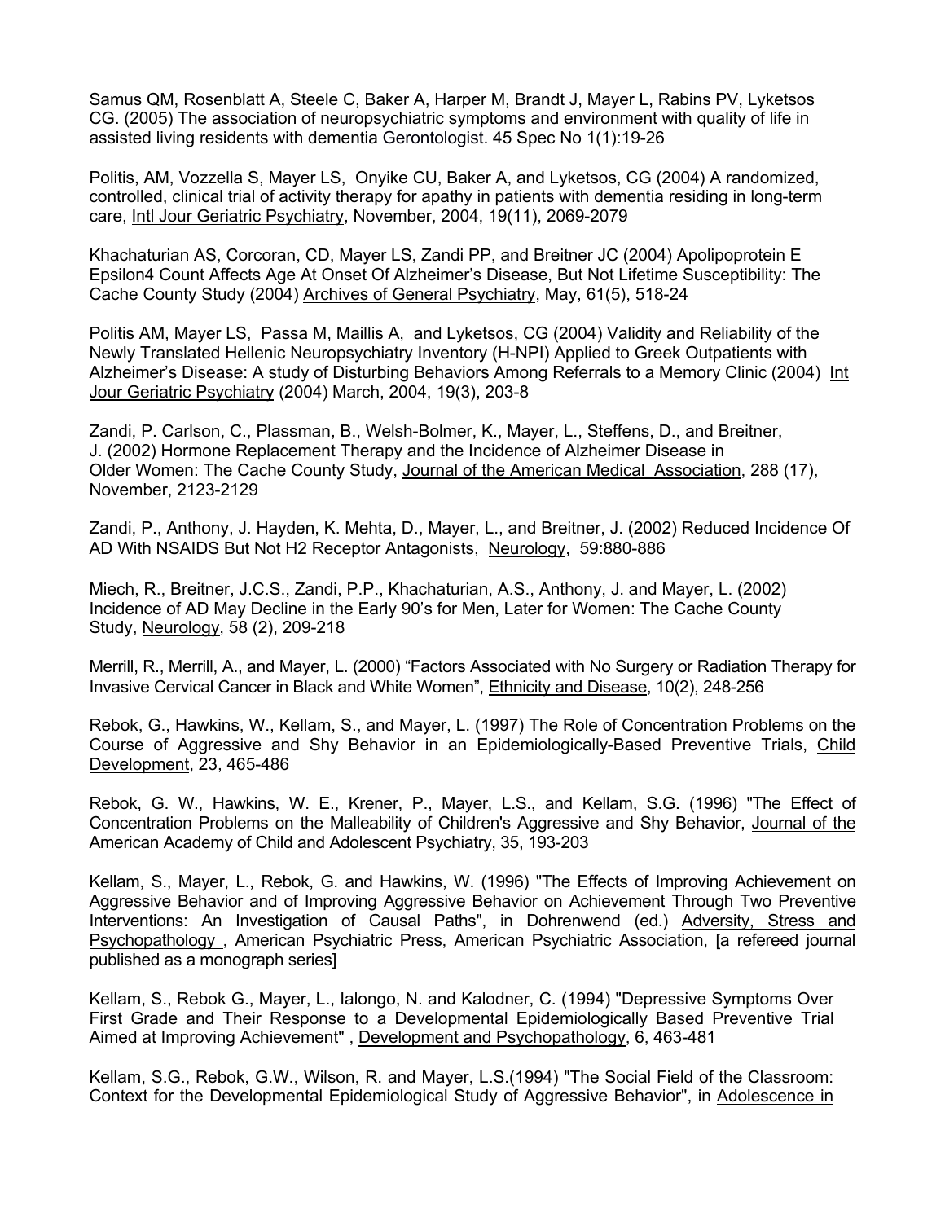Samus QM, Rosenblatt A, Steele C, Baker A, Harper M, Brandt J, Mayer L, Rabins PV, Lyketsos CG. (2005) The association of neuropsychiatric symptoms and environment with quality of life in assisted living residents with dementia Gerontologist. 45 Spec No 1(1):19-26

Politis, AM, Vozzella S, Mayer LS, Onyike CU, Baker A, and Lyketsos, CG (2004) A randomized, controlled, clinical trial of activity therapy for apathy in patients with dementia residing in long-term care, Intl Jour Geriatric Psychiatry, November, 2004, 19(11), 2069-2079

Khachaturian AS, Corcoran, CD, Mayer LS, Zandi PP, and Breitner JC (2004) Apolipoprotein E Epsilon4 Count Affects Age At Onset Of Alzheimer's Disease, But Not Lifetime Susceptibility: The Cache County Study (2004) Archives of General Psychiatry, May, 61(5), 518-24

Politis AM, Mayer LS, Passa M, Maillis A, and Lyketsos, CG (2004) Validity and Reliability of the Newly Translated Hellenic Neuropsychiatry Inventory (H-NPI) Applied to Greek Outpatients with Alzheimer's Disease: A study of Disturbing Behaviors Among Referrals to a Memory Clinic (2004) Int Jour Geriatric Psychiatry (2004) March, 2004, 19(3), 203-8

Zandi, P. Carlson, C., Plassman, B., Welsh-Bolmer, K., Mayer, L., Steffens, D., and Breitner, J. (2002) Hormone Replacement Therapy and the Incidence of Alzheimer Disease in Older Women: The Cache County Study, Journal of the American Medical Association, 288 (17), November, 2123-2129

Zandi, P., Anthony, J. Hayden, K. Mehta, D., Mayer, L., and Breitner, J. (2002) Reduced Incidence Of AD With NSAIDS But Not H2 Receptor Antagonists, Neurology, 59:880-886

Miech, R., Breitner, J.C.S., Zandi, P.P., Khachaturian, A.S., Anthony, J. and Mayer, L. (2002) Incidence of AD May Decline in the Early 90's for Men, Later for Women: The Cache County Study, Neurology, 58 (2), 209-218

Merrill, R., Merrill, A., and Mayer, L. (2000) "Factors Associated with No Surgery or Radiation Therapy for Invasive Cervical Cancer in Black and White Women", Ethnicity and Disease, 10(2), 248-256

Rebok, G., Hawkins, W., Kellam, S., and Mayer, L. (1997) The Role of Concentration Problems on the Course of Aggressive and Shy Behavior in an Epidemiologically-Based Preventive Trials, Child Development, 23, 465-486

Rebok, G. W., Hawkins, W. E., Krener, P., Mayer, L.S., and Kellam, S.G. (1996) "The Effect of Concentration Problems on the Malleability of Children's Aggressive and Shy Behavior, Journal of the American Academy of Child and Adolescent Psychiatry, 35, 193-203

Kellam, S., Mayer, L., Rebok, G. and Hawkins, W. (1996) "The Effects of Improving Achievement on Aggressive Behavior and of Improving Aggressive Behavior on Achievement Through Two Preventive Interventions: An Investigation of Causal Paths", in Dohrenwend (ed.) Adversity, Stress and Psychopathology , American Psychiatric Press, American Psychiatric Association, [a refereed journal published as a monograph series]

Kellam, S., Rebok G., Mayer, L., Ialongo, N. and Kalodner, C. (1994) "Depressive Symptoms Over First Grade and Their Response to a Developmental Epidemiologically Based Preventive Trial Aimed at Improving Achievement" , Development and Psychopathology, 6, 463-481

Kellam, S.G., Rebok, G.W., Wilson, R. and Mayer, L.S.(1994) "The Social Field of the Classroom: Context for the Developmental Epidemiological Study of Aggressive Behavior", in Adolescence in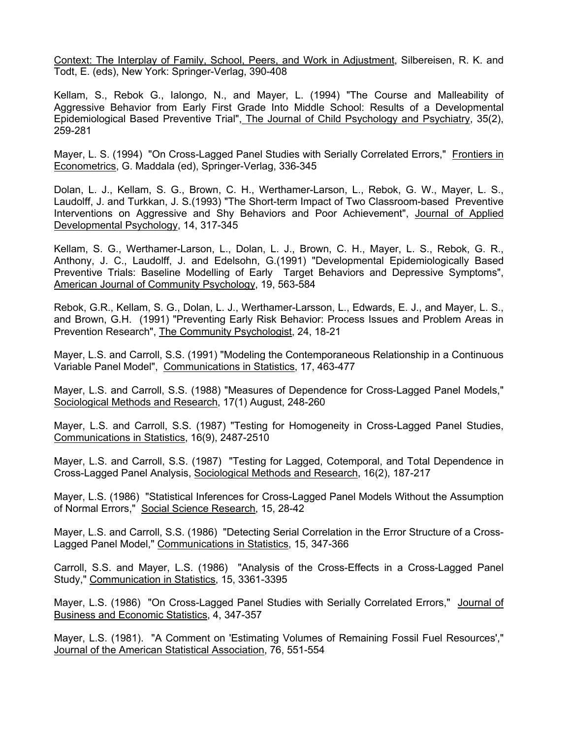Context: The Interplay of Family, School, Peers, and Work in Adjustment, Silbereisen, R. K. and Todt, E. (eds), New York: Springer-Verlag, 390-408

Kellam, S., Rebok G., Ialongo, N., and Mayer, L. (1994) "The Course and Malleability of Aggressive Behavior from Early First Grade Into Middle School: Results of a Developmental Epidemiological Based Preventive Trial", The Journal of Child Psychology and Psychiatry, 35(2), 259-281

Mayer, L. S. (1994) "On Cross-Lagged Panel Studies with Serially Correlated Errors," Frontiers in Econometrics, G. Maddala (ed), Springer-Verlag, 336-345

Dolan, L. J., Kellam, S. G., Brown, C. H., Werthamer-Larson, L., Rebok, G. W., Mayer, L. S., Laudolff, J. and Turkkan, J. S.(1993) "The Short-term Impact of Two Classroom-based Preventive Interventions on Aggressive and Shy Behaviors and Poor Achievement", Journal of Applied Developmental Psychology, 14, 317-345

Kellam, S. G., Werthamer-Larson, L., Dolan, L. J., Brown, C. H., Mayer, L. S., Rebok, G. R., Anthony, J. C., Laudolff, J. and Edelsohn, G.(1991) "Developmental Epidemiologically Based Preventive Trials: Baseline Modelling of Early Target Behaviors and Depressive Symptoms", American Journal of Community Psychology, 19, 563-584

Rebok, G.R., Kellam, S. G., Dolan, L. J., Werthamer-Larsson, L., Edwards, E. J., and Mayer, L. S., and Brown, G.H. (1991) "Preventing Early Risk Behavior: Process Issues and Problem Areas in Prevention Research", The Community Psychologist, 24, 18-21

Mayer, L.S. and Carroll, S.S. (1991) "Modeling the Contemporaneous Relationship in a Continuous Variable Panel Model", Communications in Statistics, 17, 463-477

Mayer, L.S. and Carroll, S.S. (1988) "Measures of Dependence for Cross-Lagged Panel Models," Sociological Methods and Research, 17(1) August, 248-260

Mayer, L.S. and Carroll, S.S. (1987) "Testing for Homogeneity in Cross-Lagged Panel Studies, Communications in Statistics, 16(9), 2487-2510

Mayer, L.S. and Carroll, S.S. (1987) "Testing for Lagged, Cotemporal, and Total Dependence in Cross-Lagged Panel Analysis, Sociological Methods and Research, 16(2), 187-217

Mayer, L.S. (1986) "Statistical Inferences for Cross-Lagged Panel Models Without the Assumption of Normal Errors," Social Science Research, 15, 28-42

Mayer, L.S. and Carroll, S.S. (1986) "Detecting Serial Correlation in the Error Structure of a Cross-Lagged Panel Model," Communications in Statistics, 15, 347-366

Carroll, S.S. and Mayer, L.S. (1986) "Analysis of the Cross-Effects in a Cross-Lagged Panel Study," Communication in Statistics, 15, 3361-3395

Mayer, L.S. (1986) "On Cross-Lagged Panel Studies with Serially Correlated Errors," Journal of Business and Economic Statistics, 4, 347-357

Mayer, L.S. (1981). "A Comment on 'Estimating Volumes of Remaining Fossil Fuel Resources'," Journal of the American Statistical Association, 76, 551-554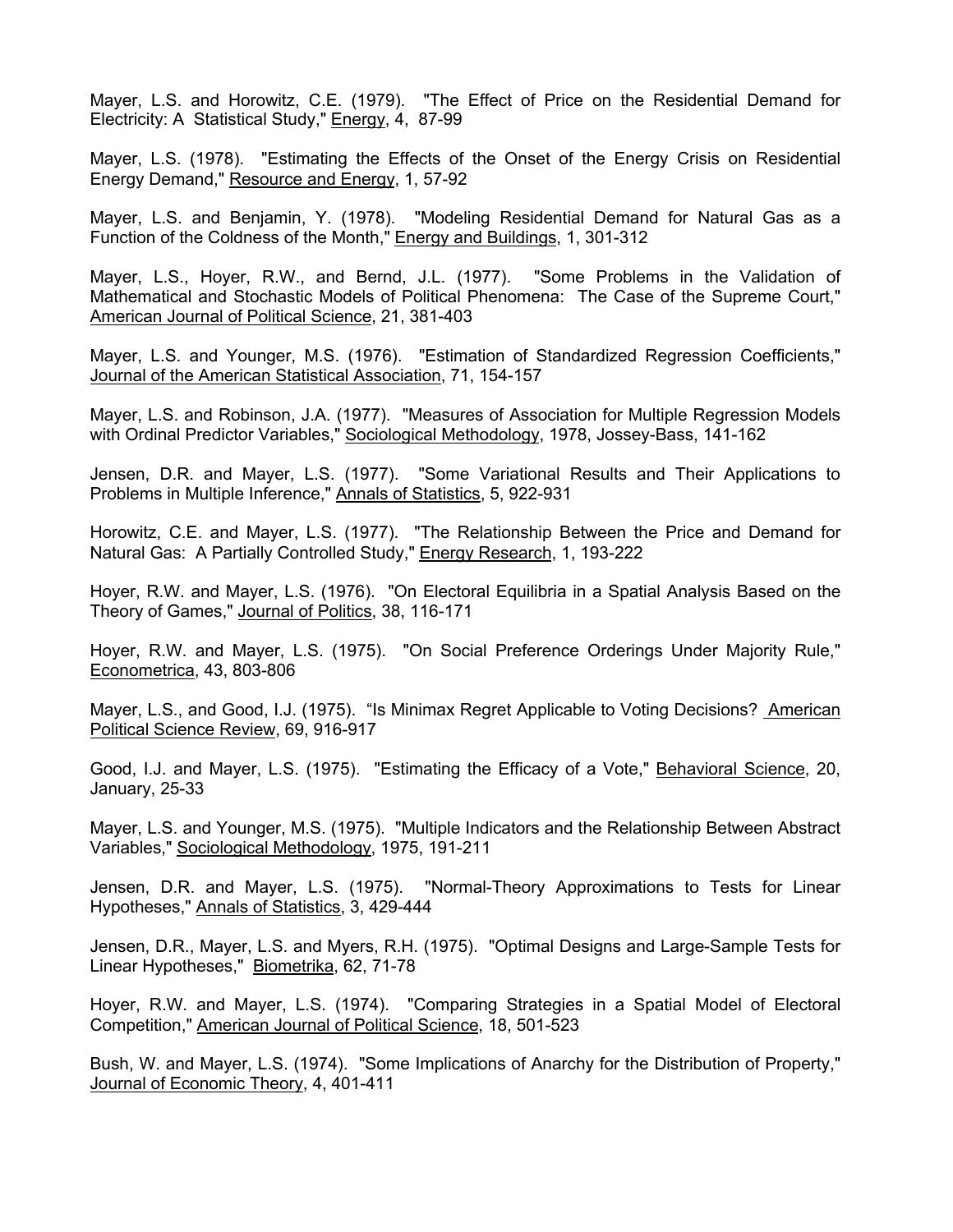Mayer, L.S. and Horowitz, C.E. (1979). "The Effect of Price on the Residential Demand for Electricity: A Statistical Study," Energy, 4, 87-99

Mayer, L.S. (1978). "Estimating the Effects of the Onset of the Energy Crisis on Residential Energy Demand," Resource and Energy, 1, 57-92

Mayer, L.S. and Benjamin, Y. (1978). "Modeling Residential Demand for Natural Gas as a Function of the Coldness of the Month," Energy and Buildings, 1, 301-312

Mayer, L.S., Hoyer, R.W., and Bernd, J.L. (1977). "Some Problems in the Validation of Mathematical and Stochastic Models of Political Phenomena: The Case of the Supreme Court," American Journal of Political Science, 21, 381-403

Mayer, L.S. and Younger, M.S. (1976). "Estimation of Standardized Regression Coefficients," Journal of the American Statistical Association, 71, 154-157

Mayer, L.S. and Robinson, J.A. (1977). "Measures of Association for Multiple Regression Models with Ordinal Predictor Variables," Sociological Methodology, 1978, Jossey-Bass, 141-162

Jensen, D.R. and Mayer, L.S. (1977). "Some Variational Results and Their Applications to Problems in Multiple Inference," Annals of Statistics, 5, 922-931

Horowitz, C.E. and Mayer, L.S. (1977). "The Relationship Between the Price and Demand for Natural Gas: A Partially Controlled Study," Energy Research, 1, 193-222

Hoyer, R.W. and Mayer, L.S. (1976). "On Electoral Equilibria in a Spatial Analysis Based on the Theory of Games," Journal of Politics, 38, 116-171

Hoyer, R.W. and Mayer, L.S. (1975). "On Social Preference Orderings Under Majority Rule," Econometrica, 43, 803-806

Mayer, L.S., and Good, I.J. (1975). "Is Minimax Regret Applicable to Voting Decisions? American Political Science Review, 69, 916-917

Good, I.J. and Mayer, L.S. (1975). "Estimating the Efficacy of a Vote," Behavioral Science, 20, January, 25-33

Mayer, L.S. and Younger, M.S. (1975). "Multiple Indicators and the Relationship Between Abstract Variables," Sociological Methodology, 1975, 191-211

Jensen, D.R. and Mayer, L.S. (1975). "Normal-Theory Approximations to Tests for Linear Hypotheses," Annals of Statistics, 3, 429-444

Jensen, D.R., Mayer, L.S. and Myers, R.H. (1975). "Optimal Designs and Large-Sample Tests for Linear Hypotheses," Biometrika, 62, 71-78

Hoyer, R.W. and Mayer, L.S. (1974). "Comparing Strategies in a Spatial Model of Electoral Competition," American Journal of Political Science, 18, 501-523

Bush, W. and Mayer, L.S. (1974). "Some Implications of Anarchy for the Distribution of Property," Journal of Economic Theory, 4, 401-411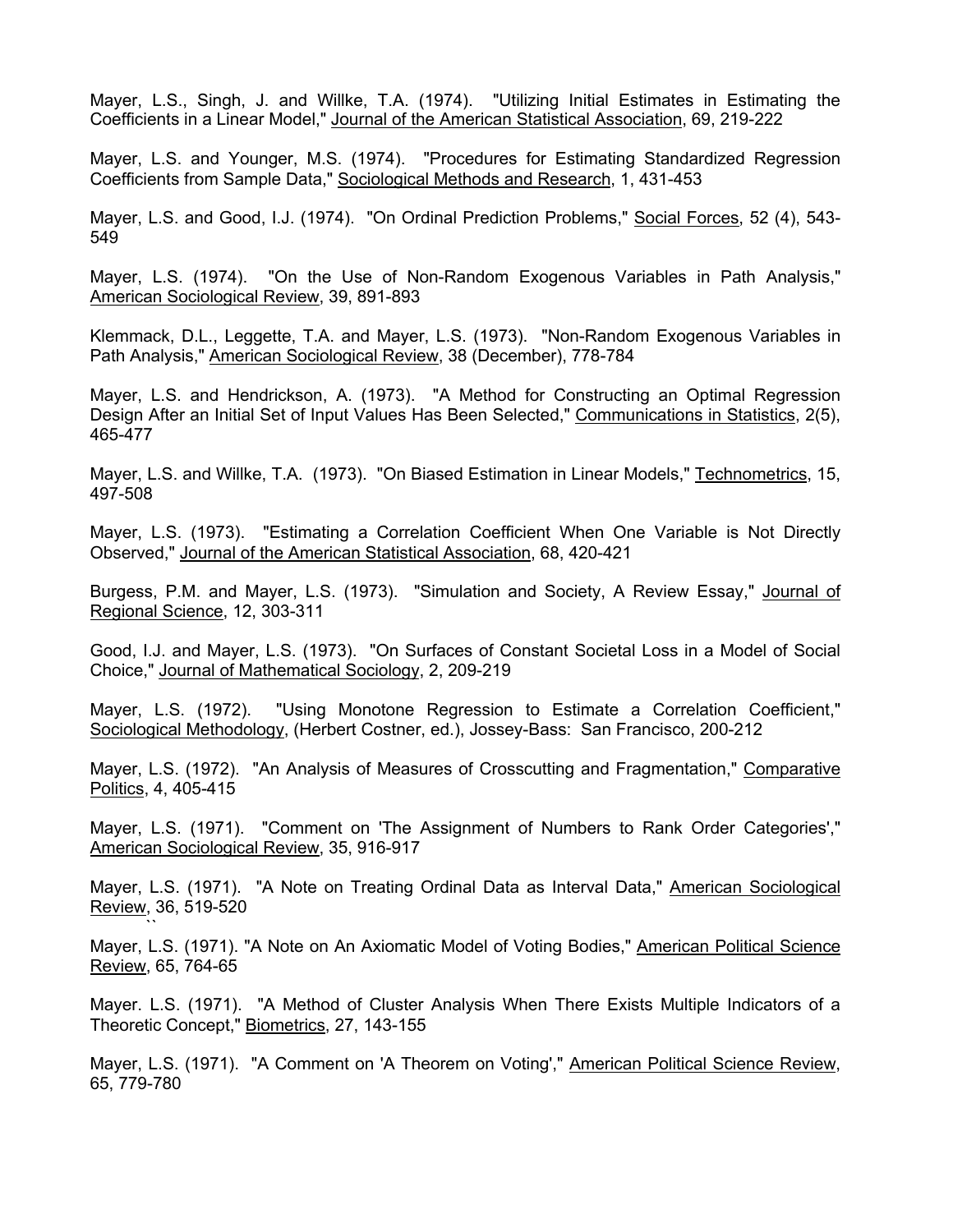Mayer, L.S., Singh, J. and Willke, T.A. (1974). "Utilizing Initial Estimates in Estimating the Coefficients in a Linear Model," Journal of the American Statistical Association, 69, 219-222

Mayer, L.S. and Younger, M.S. (1974). "Procedures for Estimating Standardized Regression Coefficients from Sample Data," Sociological Methods and Research, 1, 431-453

Mayer, L.S. and Good, I.J. (1974). "On Ordinal Prediction Problems," Social Forces, 52 (4), 543-549

Mayer, L.S. (1974). "On the Use of Non-Random Exogenous Variables in Path Analysis," American Sociological Review, 39, 891-893

Klemmack, D.L., Leggette, T.A. and Mayer, L.S. (1973). "Non-Random Exogenous Variables in Path Analysis," American Sociological Review, 38 (December), 778-784

Mayer, L.S. and Hendrickson, A. (1973). "A Method for Constructing an Optimal Regression Design After an Initial Set of Input Values Has Been Selected," Communications in Statistics, 2(5), 465-477

Mayer, L.S. and Willke, T.A. (1973). "On Biased Estimation in Linear Models," Technometrics, 15, 497-508

Mayer, L.S. (1973). "Estimating a Correlation Coefficient When One Variable is Not Directly Observed," Journal of the American Statistical Association, 68, 420-421

Burgess, P.M. and Mayer, L.S. (1973). "Simulation and Society, A Review Essay," Journal of Regional Science, 12, 303-311

Good, I.J. and Mayer, L.S. (1973). "On Surfaces of Constant Societal Loss in a Model of Social Choice," Journal of Mathematical Sociology, 2, 209-219

Mayer, L.S. (1972). "Using Monotone Regression to Estimate a Correlation Coefficient," Sociological Methodology, (Herbert Costner, ed.), Jossey-Bass: San Francisco, 200-212

Mayer, L.S. (1972). "An Analysis of Measures of Crosscutting and Fragmentation," Comparative Politics, 4, 405-415

Mayer, L.S. (1971). "Comment on 'The Assignment of Numbers to Rank Order Categories'," American Sociological Review, 35, 916-917

Mayer, L.S. (1971). "A Note on Treating Ordinal Data as Interval Data," American Sociological Review, 36, 519-520

Mayer, L.S. (1971). "A Note on An Axiomatic Model of Voting Bodies," American Political Science Review, 65, 764-65

Mayer. L.S. (1971). "A Method of Cluster Analysis When There Exists Multiple Indicators of a Theoretic Concept," Biometrics, 27, 143-155

Mayer, L.S. (1971). "A Comment on 'A Theorem on Voting'," American Political Science Review, 65, 779-780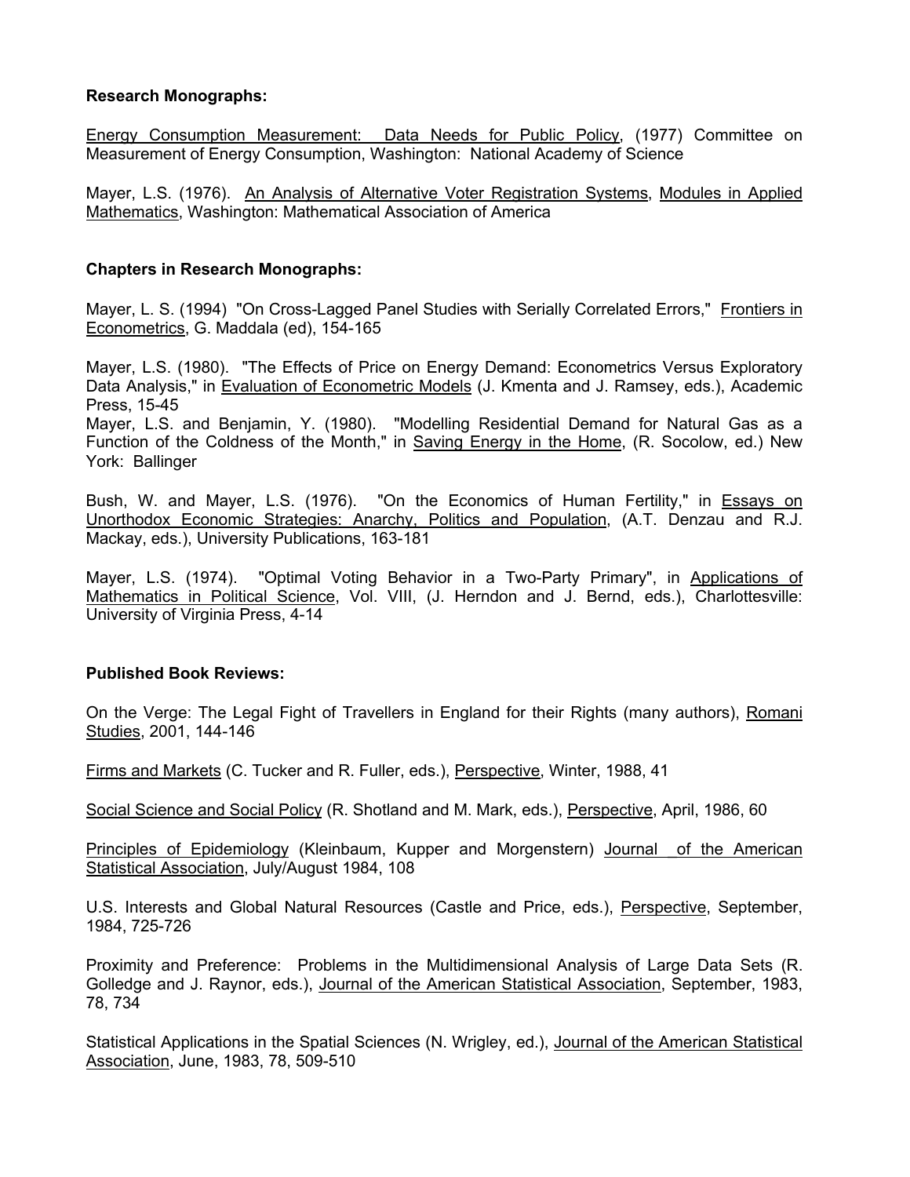**Research Monographs:**

Energy Consumption Measurement: Data Needs for Public Policy, (1977) Committee on Measurement of Energy Consumption, Washington: National Academy of Science

Mayer, L.S. (1976). An Analysis of Alternative Voter Registration Systems, Modules in Applied Mathematics, Washington: Mathematical Association of America

**Chapters in Research Monographs:**

Mayer, L. S. (1994) "On Cross-Lagged Panel Studies with Serially Correlated Errors," Frontiers in Econometrics, G. Maddala (ed), 154-165

Mayer, L.S. (1980). "The Effects of Price on Energy Demand: Econometrics Versus Exploratory Data Analysis," in Evaluation of Econometric Models (J. Kmenta and J. Ramsey, eds.), Academic Press, 15-45

Mayer, L.S. and Benjamin, Y. (1980). "Modelling Residential Demand for Natural Gas as a Function of the Coldness of the Month," in Saving Energy in the Home, (R. Socolow, ed.) New York: Ballinger

Bush, W. and Mayer, L.S. (1976). "On the Economics of Human Fertility," in Essays on Unorthodox Economic Strategies: Anarchy, Politics and Population, (A.T. Denzau and R.J. Mackay, eds.), University Publications, 163-181

Mayer, L.S. (1974). "Optimal Voting Behavior in a Two-Party Primary", in Applications of Mathematics in Political Science, Vol. VIII, (J. Herndon and J. Bernd, eds.), Charlottesville: University of Virginia Press, 4-14

**Published Book Reviews:**

On the Verge: The Legal Fight of Travellers in England for their Rights (many authors), Romani Studies, 2001, 144-146

Firms and Markets (C. Tucker and R. Fuller, eds.), Perspective, Winter, 1988, 41

Social Science and Social Policy (R. Shotland and M. Mark, eds.), Perspective, April, 1986, 60

Principles of Epidemiology (Kleinbaum, Kupper and Morgenstern) Journal of the American Statistical Association, July/August 1984, 108

U.S. Interests and Global Natural Resources (Castle and Price, eds.), Perspective, September, 1984, 725-726

Proximity and Preference: Problems in the Multidimensional Analysis of Large Data Sets (R. Golledge and J. Raynor, eds.), Journal of the American Statistical Association, September, 1983, 78, 734

Statistical Applications in the Spatial Sciences (N. Wrigley, ed.), Journal of the American Statistical Association, June, 1983, 78, 509-510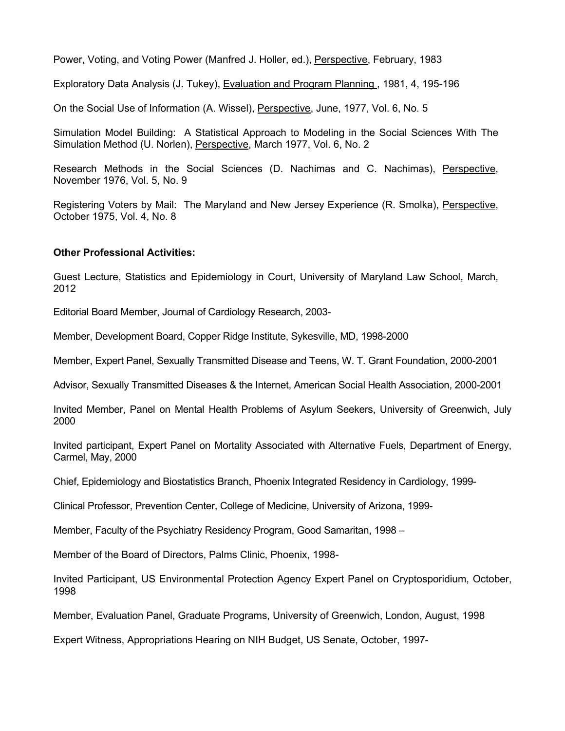Power, Voting, and Voting Power (Manfred J. Holler, ed.), Perspective, February, 1983

Exploratory Data Analysis (J. Tukey), Evaluation and Program Planning , 1981, 4, 195-196

On the Social Use of Information (A. Wissel), Perspective, June, 1977, Vol. 6, No. 5

Simulation Model Building: A Statistical Approach to Modeling in the Social Sciences With The Simulation Method (U. Norlen), Perspective, March 1977, Vol. 6, No. 2

Research Methods in the Social Sciences (D. Nachimas and C. Nachimas), Perspective, November 1976, Vol. 5, No. 9

Registering Voters by Mail: The Maryland and New Jersey Experience (R. Smolka), Perspective, October 1975, Vol. 4, No. 8

**Other Professional Activities:**

Guest Lecture, Statistics and Epidemiology in Court, University of Maryland Law School, March, 2012

Editorial Board Member, Journal of Cardiology Research, 2003-

Member, Development Board, Copper Ridge Institute, Sykesville, MD, 1998-2000

Member, Expert Panel, Sexually Transmitted Disease and Teens, W. T. Grant Foundation, 2000-2001

Advisor, Sexually Transmitted Diseases & the Internet, American Social Health Association, 2000-2001

Invited Member, Panel on Mental Health Problems of Asylum Seekers, University of Greenwich, July 2000

Invited participant, Expert Panel on Mortality Associated with Alternative Fuels, Department of Energy, Carmel, May, 2000

Chief, Epidemiology and Biostatistics Branch, Phoenix Integrated Residency in Cardiology, 1999-

Clinical Professor, Prevention Center, College of Medicine, University of Arizona, 1999-

Member, Faculty of the Psychiatry Residency Program, Good Samaritan, 1998 –

Member of the Board of Directors, Palms Clinic, Phoenix, 1998-

Invited Participant, US Environmental Protection Agency Expert Panel on Cryptosporidium, October, 1998

Member, Evaluation Panel, Graduate Programs, University of Greenwich, London, August, 1998

Expert Witness, Appropriations Hearing on NIH Budget, US Senate, October, 1997-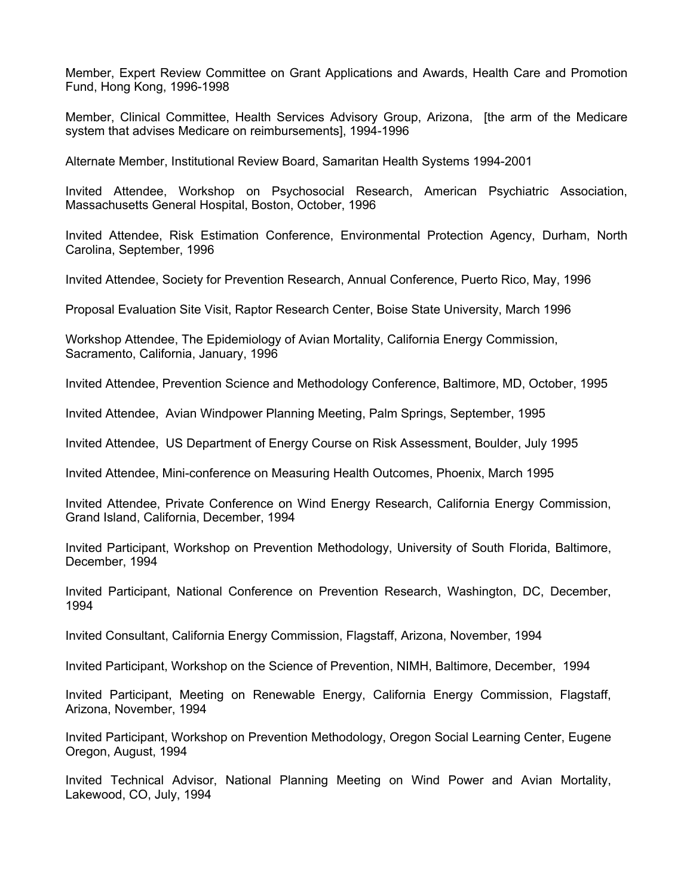Member, Expert Review Committee on Grant Applications and Awards, Health Care and Promotion Fund, Hong Kong, 1996-1998

Member, Clinical Committee, Health Services Advisory Group, Arizona, [the arm of the Medicare system that advises Medicare on reimbursements], 1994-1996

Alternate Member, Institutional Review Board, Samaritan Health Systems 1994-2001

Invited Attendee, Workshop on Psychosocial Research, American Psychiatric Association, Massachusetts General Hospital, Boston, October, 1996

Invited Attendee, Risk Estimation Conference, Environmental Protection Agency, Durham, North Carolina, September, 1996

Invited Attendee, Society for Prevention Research, Annual Conference, Puerto Rico, May, 1996

Proposal Evaluation Site Visit, Raptor Research Center, Boise State University, March 1996

Workshop Attendee, The Epidemiology of Avian Mortality, California Energy Commission, Sacramento, California, January, 1996

Invited Attendee, Prevention Science and Methodology Conference, Baltimore, MD, October, 1995

Invited Attendee, Avian Windpower Planning Meeting, Palm Springs, September, 1995

Invited Attendee, US Department of Energy Course on Risk Assessment, Boulder, July 1995

Invited Attendee, Mini-conference on Measuring Health Outcomes, Phoenix, March 1995

Invited Attendee, Private Conference on Wind Energy Research, California Energy Commission, Grand Island, California, December, 1994

Invited Participant, Workshop on Prevention Methodology, University of South Florida, Baltimore, December, 1994

Invited Participant, National Conference on Prevention Research, Washington, DC, December, 1994

Invited Consultant, California Energy Commission, Flagstaff, Arizona, November, 1994

Invited Participant, Workshop on the Science of Prevention, NIMH, Baltimore, December, 1994

Invited Participant, Meeting on Renewable Energy, California Energy Commission, Flagstaff, Arizona, November, 1994

Invited Participant, Workshop on Prevention Methodology, Oregon Social Learning Center, Eugene Oregon, August, 1994

Invited Technical Advisor, National Planning Meeting on Wind Power and Avian Mortality, Lakewood, CO, July, 1994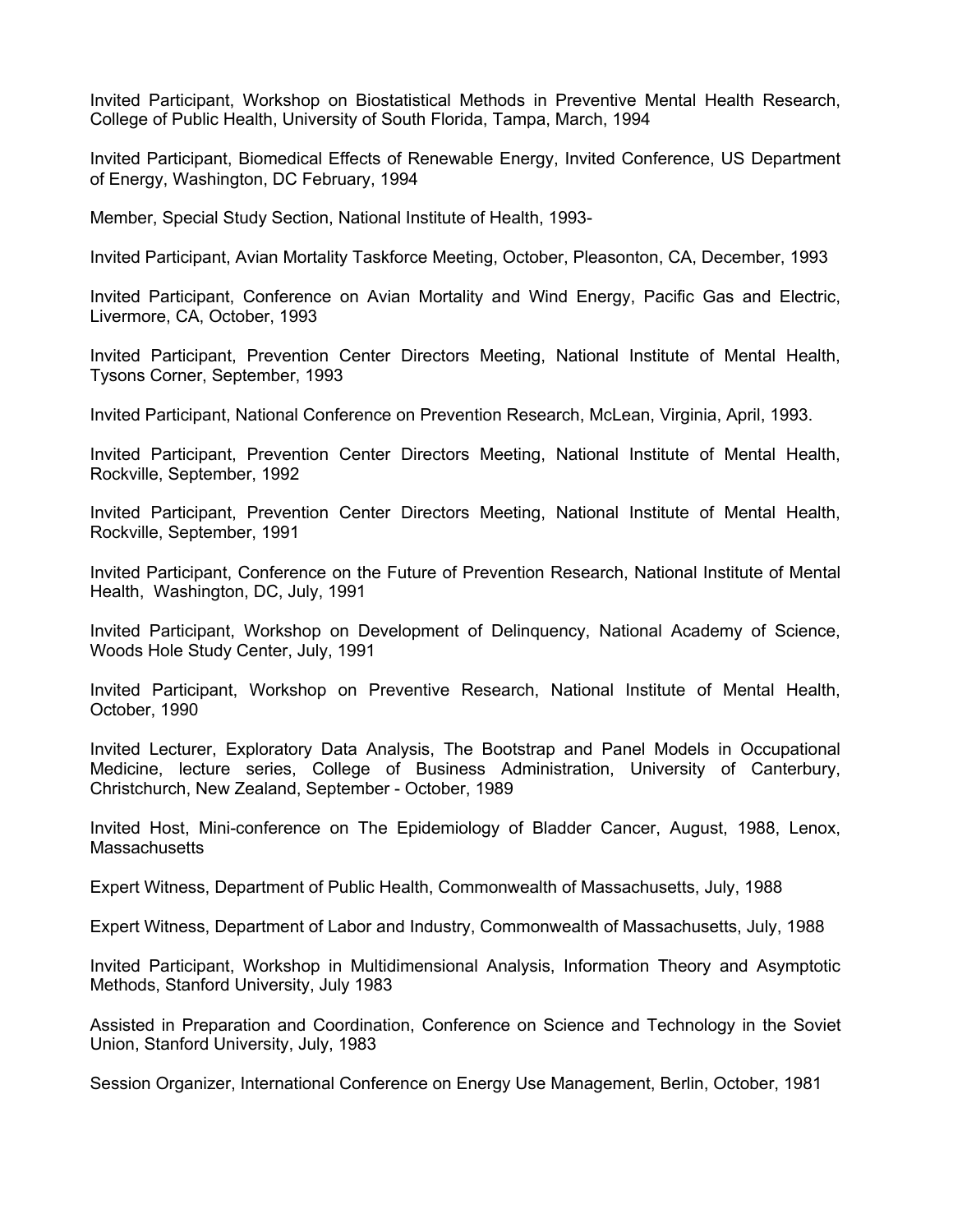Invited Participant, Workshop on Biostatistical Methods in Preventive Mental Health Research, College of Public Health, University of South Florida, Tampa, March, 1994

Invited Participant, Biomedical Effects of Renewable Energy, Invited Conference, US Department of Energy, Washington, DC February, 1994

Member, Special Study Section, National Institute of Health, 1993-

Invited Participant, Avian Mortality Taskforce Meeting, October, Pleasonton, CA, December, 1993

Invited Participant, Conference on Avian Mortality and Wind Energy, Pacific Gas and Electric, Livermore, CA, October, 1993

Invited Participant, Prevention Center Directors Meeting, National Institute of Mental Health, Tysons Corner, September, 1993

Invited Participant, National Conference on Prevention Research, McLean, Virginia, April, 1993.

Invited Participant, Prevention Center Directors Meeting, National Institute of Mental Health, Rockville, September, 1992

Invited Participant, Prevention Center Directors Meeting, National Institute of Mental Health, Rockville, September, 1991

Invited Participant, Conference on the Future of Prevention Research, National Institute of Mental Health, Washington, DC, July, 1991

Invited Participant, Workshop on Development of Delinquency, National Academy of Science, Woods Hole Study Center, July, 1991

Invited Participant, Workshop on Preventive Research, National Institute of Mental Health, October, 1990

Invited Lecturer, Exploratory Data Analysis, The Bootstrap and Panel Models in Occupational Medicine, lecture series, College of Business Administration, University of Canterbury, Christchurch, New Zealand, September - October, 1989

Invited Host, Mini-conference on The Epidemiology of Bladder Cancer, August, 1988, Lenox, Massachusetts

Expert Witness, Department of Public Health, Commonwealth of Massachusetts, July, 1988

Expert Witness, Department of Labor and Industry, Commonwealth of Massachusetts, July, 1988

Invited Participant, Workshop in Multidimensional Analysis, Information Theory and Asymptotic Methods, Stanford University, July 1983

Assisted in Preparation and Coordination, Conference on Science and Technology in the Soviet Union, Stanford University, July, 1983

Session Organizer, International Conference on Energy Use Management, Berlin, October, 1981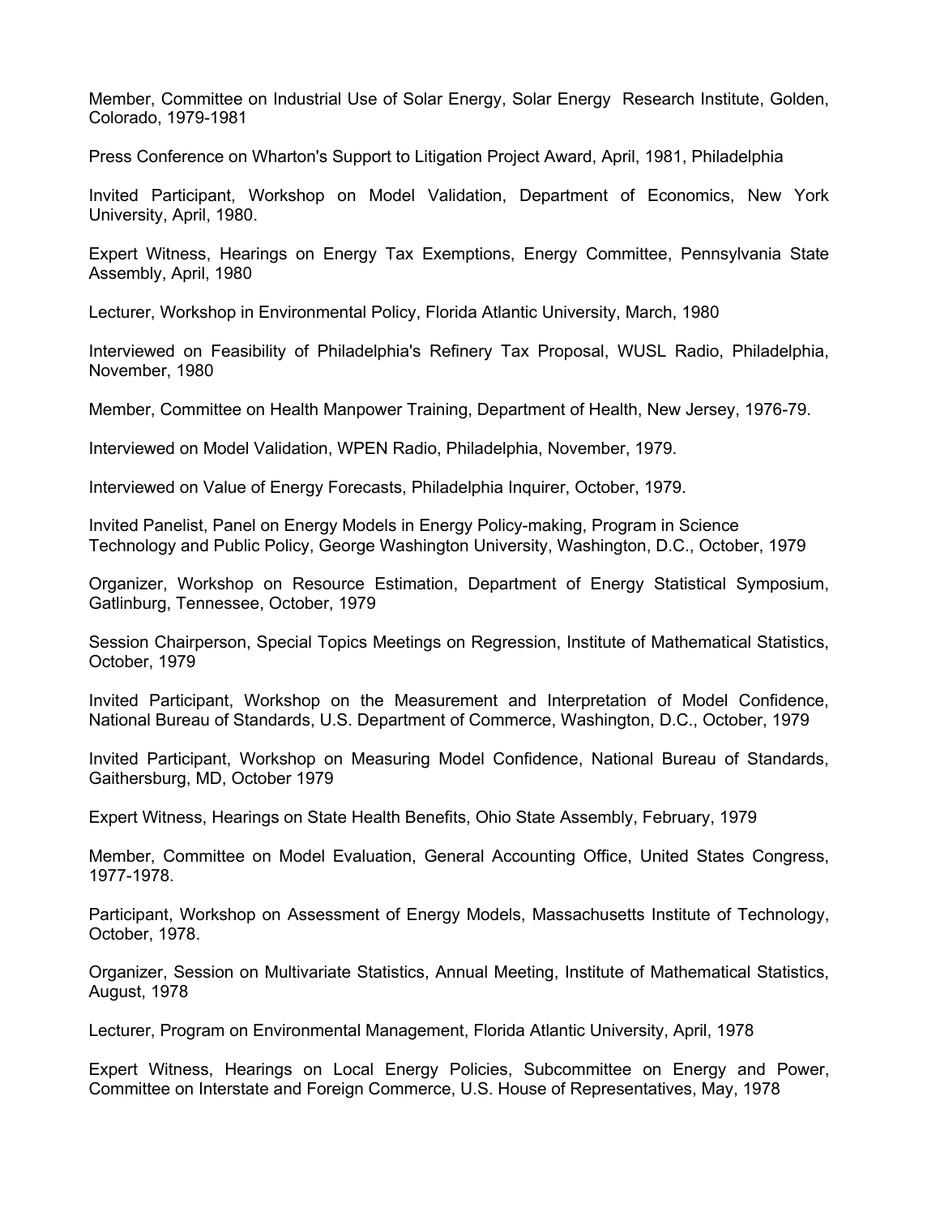Member, Committee on Industrial Use of Solar Energy, Solar Energy Research Institute, Golden, Colorado, 1979-1981

Press Conference on Wharton's Support to Litigation Project Award, April, 1981, Philadelphia

Invited Participant, Workshop on Model Validation, Department of Economics, New York University, April, 1980.

Expert Witness, Hearings on Energy Tax Exemptions, Energy Committee, Pennsylvania State Assembly, April, 1980

Lecturer, Workshop in Environmental Policy, Florida Atlantic University, March, 1980

Interviewed on Feasibility of Philadelphia's Refinery Tax Proposal, WUSL Radio, Philadelphia, November, 1980

Member, Committee on Health Manpower Training, Department of Health, New Jersey, 1976-79.

Interviewed on Model Validation, WPEN Radio, Philadelphia, November, 1979.

Interviewed on Value of Energy Forecasts, Philadelphia Inquirer, October, 1979.

Invited Panelist, Panel on Energy Models in Energy Policy-making, Program in Science Technology and Public Policy, George Washington University, Washington, D.C., October, 1979

Organizer, Workshop on Resource Estimation, Department of Energy Statistical Symposium, Gatlinburg, Tennessee, October, 1979

Session Chairperson, Special Topics Meetings on Regression, Institute of Mathematical Statistics, October, 1979

Invited Participant, Workshop on the Measurement and Interpretation of Model Confidence, National Bureau of Standards, U.S. Department of Commerce, Washington, D.C., October, 1979

Invited Participant, Workshop on Measuring Model Confidence, National Bureau of Standards, Gaithersburg, MD, October 1979

Expert Witness, Hearings on State Health Benefits, Ohio State Assembly, February, 1979

Member, Committee on Model Evaluation, General Accounting Office, United States Congress, 1977-1978.

Participant, Workshop on Assessment of Energy Models, Massachusetts Institute of Technology, October, 1978.

Organizer, Session on Multivariate Statistics, Annual Meeting, Institute of Mathematical Statistics, August, 1978

Lecturer, Program on Environmental Management, Florida Atlantic University, April, 1978

Expert Witness, Hearings on Local Energy Policies, Subcommittee on Energy and Power, Committee on Interstate and Foreign Commerce, U.S. House of Representatives, May, 1978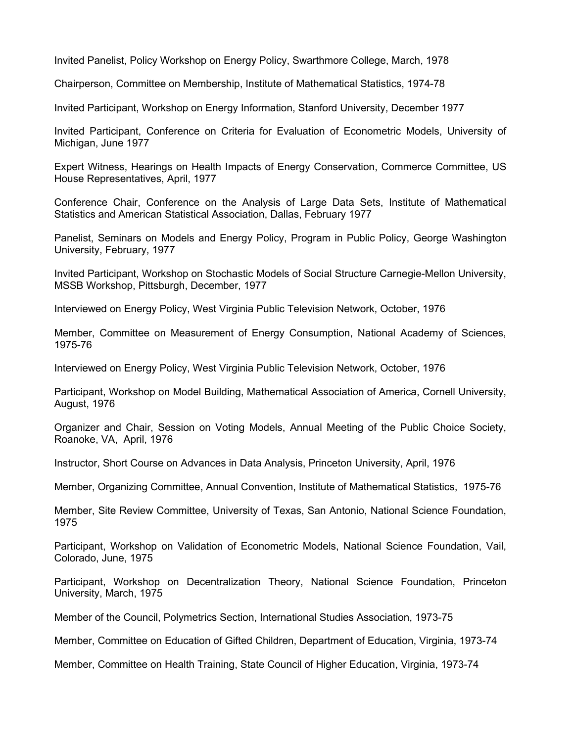Invited Panelist, Policy Workshop on Energy Policy, Swarthmore College, March, 1978

Chairperson, Committee on Membership, Institute of Mathematical Statistics, 1974-78

Invited Participant, Workshop on Energy Information, Stanford University, December 1977

Invited Participant, Conference on Criteria for Evaluation of Econometric Models, University of Michigan, June 1977

Expert Witness, Hearings on Health Impacts of Energy Conservation, Commerce Committee, US House Representatives, April, 1977

Conference Chair, Conference on the Analysis of Large Data Sets, Institute of Mathematical Statistics and American Statistical Association, Dallas, February 1977

Panelist, Seminars on Models and Energy Policy, Program in Public Policy, George Washington University, February, 1977

Invited Participant, Workshop on Stochastic Models of Social Structure Carnegie-Mellon University, MSSB Workshop, Pittsburgh, December, 1977

Interviewed on Energy Policy, West Virginia Public Television Network, October, 1976

Member, Committee on Measurement of Energy Consumption, National Academy of Sciences, 1975-76

Interviewed on Energy Policy, West Virginia Public Television Network, October, 1976

Participant, Workshop on Model Building, Mathematical Association of America, Cornell University, August, 1976

Organizer and Chair, Session on Voting Models, Annual Meeting of the Public Choice Society, Roanoke, VA, April, 1976

Instructor, Short Course on Advances in Data Analysis, Princeton University, April, 1976

Member, Organizing Committee, Annual Convention, Institute of Mathematical Statistics, 1975-76

Member, Site Review Committee, University of Texas, San Antonio, National Science Foundation, 1975

Participant, Workshop on Validation of Econometric Models, National Science Foundation, Vail, Colorado, June, 1975

Participant, Workshop on Decentralization Theory, National Science Foundation, Princeton University, March, 1975

Member of the Council, Polymetrics Section, International Studies Association, 1973-75

Member, Committee on Education of Gifted Children, Department of Education, Virginia, 1973-74

Member, Committee on Health Training, State Council of Higher Education, Virginia, 1973-74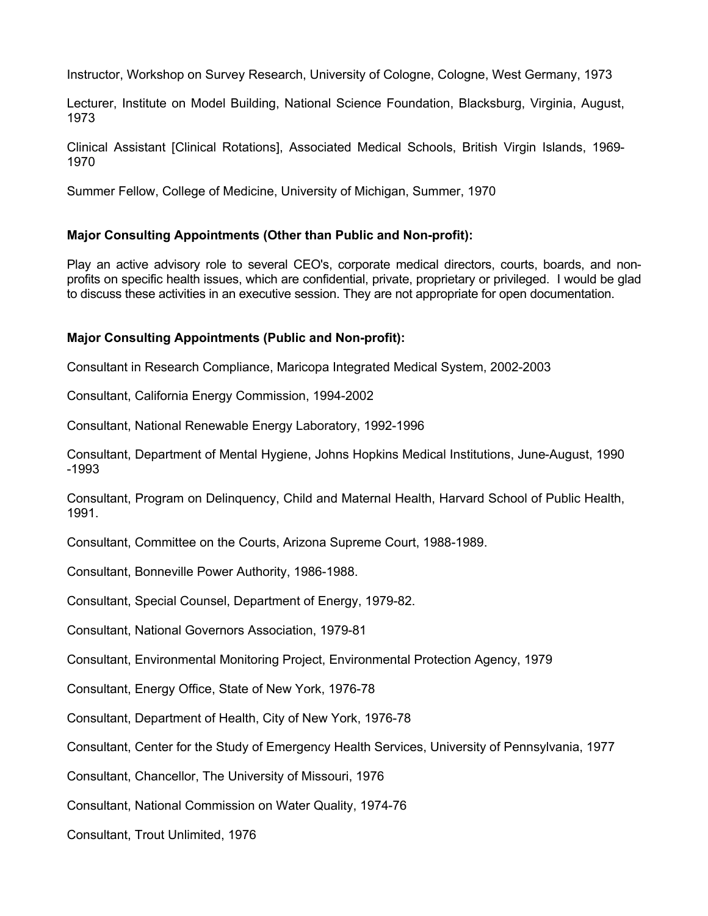Instructor, Workshop on Survey Research, University of Cologne, Cologne, West Germany, 1973

Lecturer, Institute on Model Building, National Science Foundation, Blacksburg, Virginia, August, 1973

Clinical Assistant [Clinical Rotations], Associated Medical Schools, British Virgin Islands, 1969-1970

Summer Fellow, College of Medicine, University of Michigan, Summer, 1970

**Major Consulting Appointments (Other than Public and Non-profit):**

Play an active advisory role to several CEO's, corporate medical directors, courts, boards, and non-profits on specific health issues, which are confidential, private, proprietary or privileged. I would be glad to discuss these activities in an executive session. They are not appropriate for open documentation.

**Major Consulting Appointments (Public and Non-profit):**

Consultant in Research Compliance, Maricopa Integrated Medical System, 2002-2003

Consultant, California Energy Commission, 1994-2002

Consultant, National Renewable Energy Laboratory, 1992-1996

Consultant, Department of Mental Hygiene, Johns Hopkins Medical Institutions, June-August, 1990 -1993

Consultant, Program on Delinquency, Child and Maternal Health, Harvard School of Public Health, 1991.

Consultant, Committee on the Courts, Arizona Supreme Court, 1988-1989.

Consultant, Bonneville Power Authority, 1986-1988.

Consultant, Special Counsel, Department of Energy, 1979-82.

Consultant, National Governors Association, 1979-81

Consultant, Environmental Monitoring Project, Environmental Protection Agency, 1979

Consultant, Energy Office, State of New York, 1976-78

Consultant, Department of Health, City of New York, 1976-78

Consultant, Center for the Study of Emergency Health Services, University of Pennsylvania, 1977

Consultant, Chancellor, The University of Missouri, 1976

Consultant, National Commission on Water Quality, 1974-76

Consultant, Trout Unlimited, 1976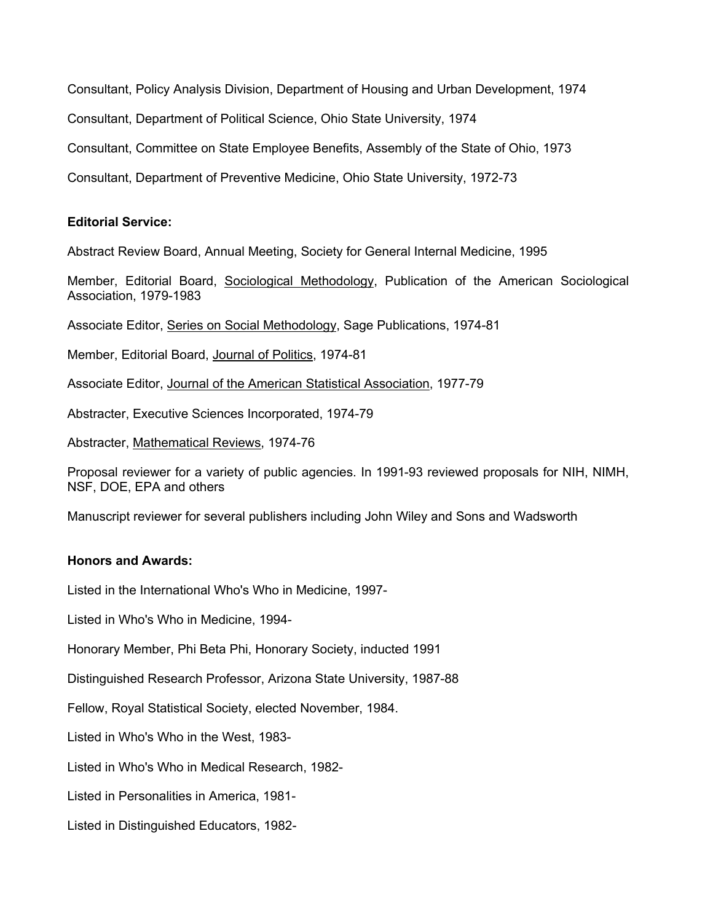Consultant, Policy Analysis Division, Department of Housing and Urban Development, 1974

Consultant, Department of Political Science, Ohio State University, 1974

Consultant, Committee on State Employee Benefits, Assembly of the State of Ohio, 1973

Consultant, Department of Preventive Medicine, Ohio State University, 1972-73

**Editorial Service:**

Abstract Review Board, Annual Meeting, Society for General Internal Medicine, 1995

Member, Editorial Board, Sociological Methodology, Publication of the American Sociological Association, 1979-1983

Associate Editor, Series on Social Methodology, Sage Publications, 1974-81

Member, Editorial Board, Journal of Politics, 1974-81

Associate Editor, Journal of the American Statistical Association, 1977-79

Abstracter, Executive Sciences Incorporated, 1974-79

Abstracter, Mathematical Reviews, 1974-76

Proposal reviewer for a variety of public agencies. In 1991-93 reviewed proposals for NIH, NIMH, NSF, DOE, EPA and others

Manuscript reviewer for several publishers including John Wiley and Sons and Wadsworth

**Honors and Awards:**

Listed in the International Who's Who in Medicine, 1997-

Listed in Who's Who in Medicine, 1994-

Honorary Member, Phi Beta Phi, Honorary Society, inducted 1991

Distinguished Research Professor, Arizona State University, 1987-88

Fellow, Royal Statistical Society, elected November, 1984.

Listed in Who's Who in the West, 1983-

Listed in Who's Who in Medical Research, 1982-

Listed in Personalities in America, 1981-

Listed in Distinguished Educators, 1982-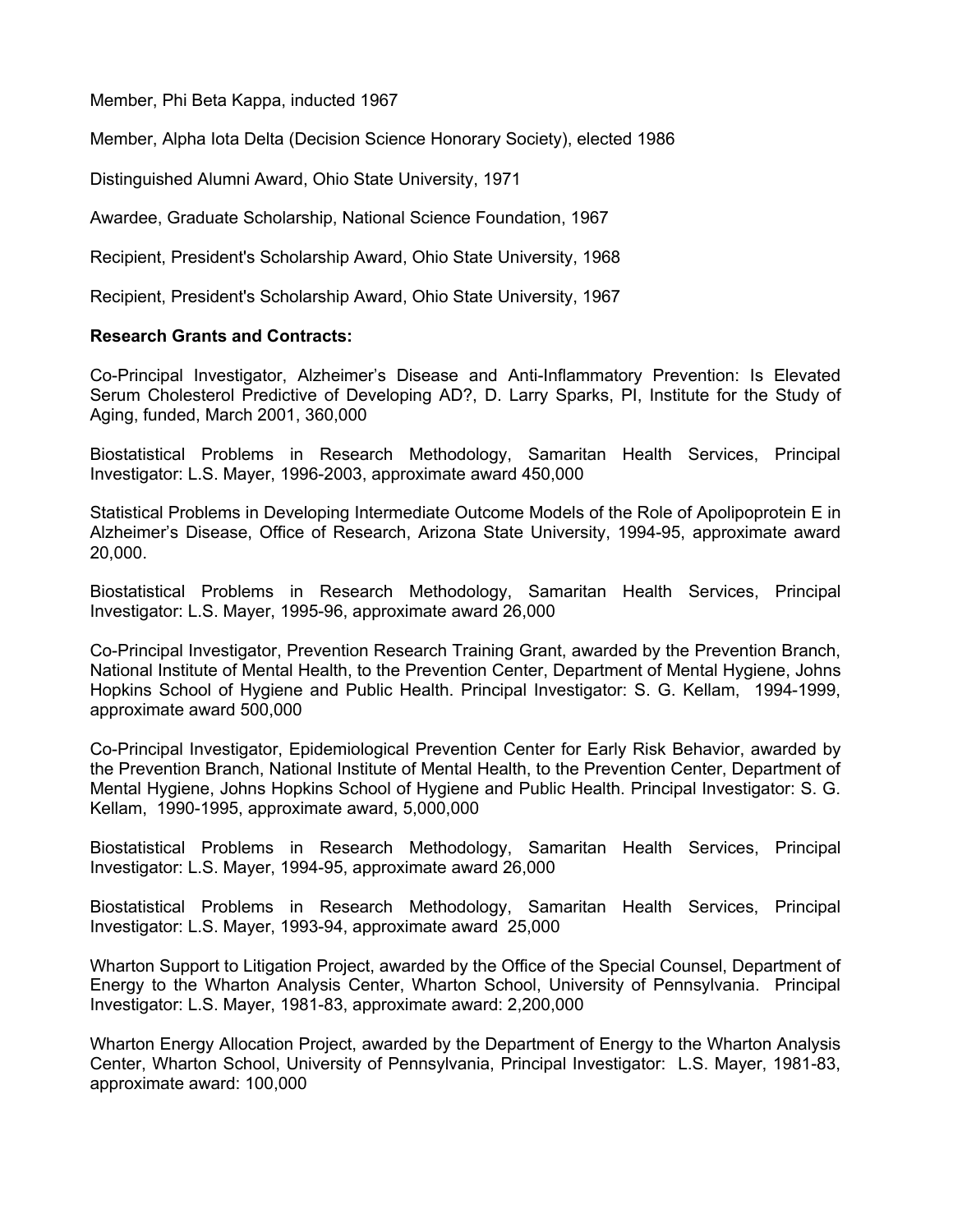Member, Phi Beta Kappa, inducted 1967

Member, Alpha Iota Delta (Decision Science Honorary Society), elected 1986

Distinguished Alumni Award, Ohio State University, 1971

Awardee, Graduate Scholarship, National Science Foundation, 1967

Recipient, President's Scholarship Award, Ohio State University, 1968

Recipient, President's Scholarship Award, Ohio State University, 1967

**Research Grants and Contracts:**

Co-Principal Investigator, Alzheimer's Disease and Anti-Inflammatory Prevention: Is Elevated Serum Cholesterol Predictive of Developing AD?, D. Larry Sparks, PI, Institute for the Study of Aging, funded, March 2001, 360,000

Biostatistical Problems in Research Methodology, Samaritan Health Services, Principal Investigator: L.S. Mayer, 1996-2003, approximate award 450,000

Statistical Problems in Developing Intermediate Outcome Models of the Role of Apolipoprotein E in Alzheimer's Disease, Office of Research, Arizona State University, 1994-95, approximate award 20,000.

Biostatistical Problems in Research Methodology, Samaritan Health Services, Principal Investigator: L.S. Mayer, 1995-96, approximate award 26,000

Co-Principal Investigator, Prevention Research Training Grant, awarded by the Prevention Branch, National Institute of Mental Health, to the Prevention Center, Department of Mental Hygiene, Johns Hopkins School of Hygiene and Public Health. Principal Investigator: S. G. Kellam, 1994-1999, approximate award 500,000

Co-Principal Investigator, Epidemiological Prevention Center for Early Risk Behavior, awarded by the Prevention Branch, National Institute of Mental Health, to the Prevention Center, Department of Mental Hygiene, Johns Hopkins School of Hygiene and Public Health. Principal Investigator: S. G. Kellam, 1990-1995, approximate award, 5,000,000

Biostatistical Problems in Research Methodology, Samaritan Health Services, Principal Investigator: L.S. Mayer, 1994-95, approximate award 26,000

Biostatistical Problems in Research Methodology, Samaritan Health Services, Principal Investigator: L.S. Mayer, 1993-94, approximate award 25,000

Wharton Support to Litigation Project, awarded by the Office of the Special Counsel, Department of Energy to the Wharton Analysis Center, Wharton School, University of Pennsylvania. Principal Investigator: L.S. Mayer, 1981-83, approximate award: 2,200,000

Wharton Energy Allocation Project, awarded by the Department of Energy to the Wharton Analysis Center, Wharton School, University of Pennsylvania, Principal Investigator: L.S. Mayer, 1981-83, approximate award: 100,000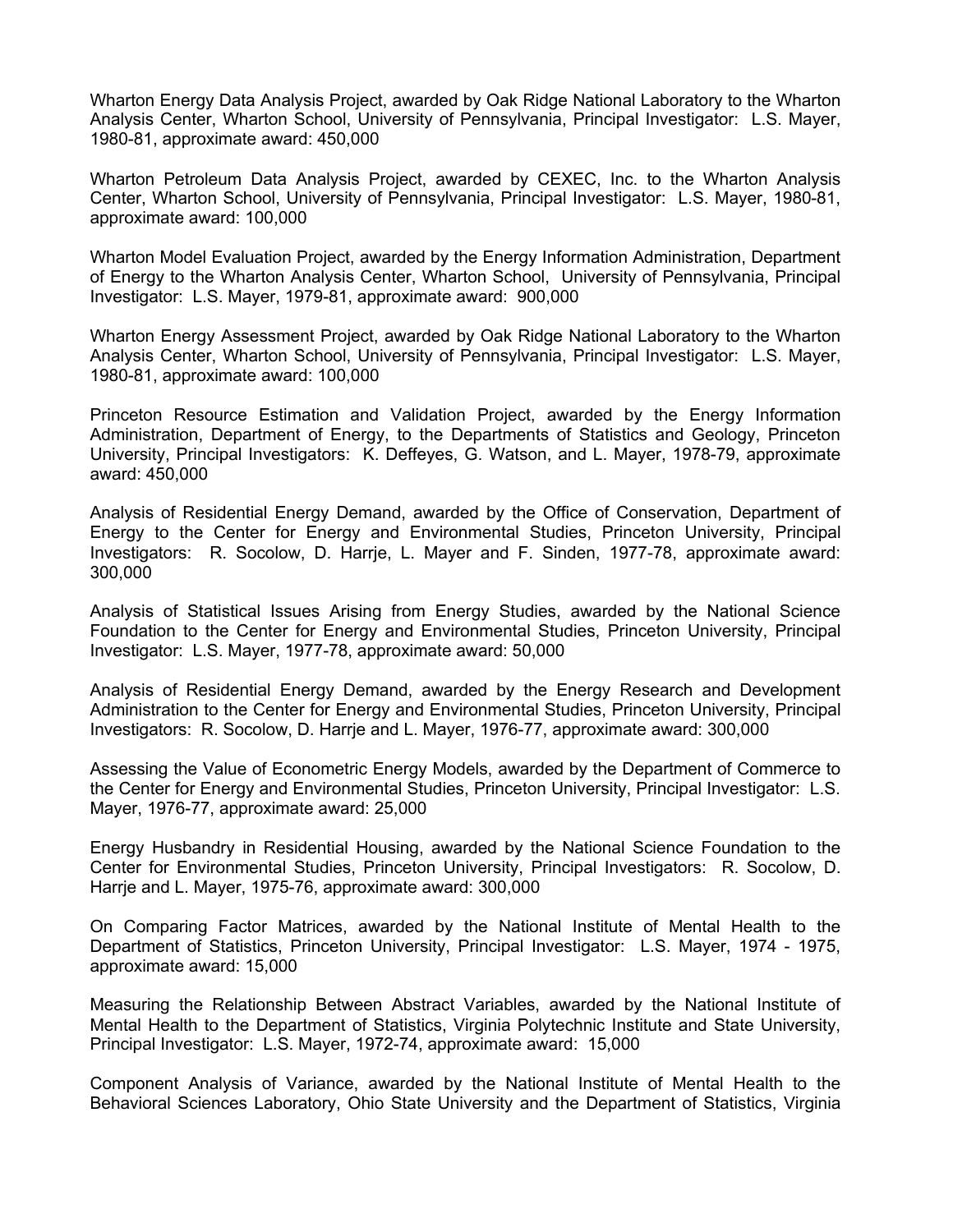Wharton Energy Data Analysis Project, awarded by Oak Ridge National Laboratory to the Wharton Analysis Center, Wharton School, University of Pennsylvania, Principal Investigator: L.S. Mayer, 1980-81, approximate award: 450,000

Wharton Petroleum Data Analysis Project, awarded by CEXEC, Inc. to the Wharton Analysis Center, Wharton School, University of Pennsylvania, Principal Investigator: L.S. Mayer, 1980-81, approximate award: 100,000

Wharton Model Evaluation Project, awarded by the Energy Information Administration, Department of Energy to the Wharton Analysis Center, Wharton School, University of Pennsylvania, Principal Investigator: L.S. Mayer, 1979-81, approximate award: 900,000

Wharton Energy Assessment Project, awarded by Oak Ridge National Laboratory to the Wharton Analysis Center, Wharton School, University of Pennsylvania, Principal Investigator: L.S. Mayer, 1980-81, approximate award: 100,000

Princeton Resource Estimation and Validation Project, awarded by the Energy Information Administration, Department of Energy, to the Departments of Statistics and Geology, Princeton University, Principal Investigators: K. Deffeyes, G. Watson, and L. Mayer, 1978-79, approximate award: 450,000

Analysis of Residential Energy Demand, awarded by the Office of Conservation, Department of Energy to the Center for Energy and Environmental Studies, Princeton University, Principal Investigators: R. Socolow, D. Harrje, L. Mayer and F. Sinden, 1977-78, approximate award: 300,000

Analysis of Statistical Issues Arising from Energy Studies, awarded by the National Science Foundation to the Center for Energy and Environmental Studies, Princeton University, Principal Investigator: L.S. Mayer, 1977-78, approximate award: 50,000

Analysis of Residential Energy Demand, awarded by the Energy Research and Development Administration to the Center for Energy and Environmental Studies, Princeton University, Principal Investigators: R. Socolow, D. Harrje and L. Mayer, 1976-77, approximate award: 300,000

Assessing the Value of Econometric Energy Models, awarded by the Department of Commerce to the Center for Energy and Environmental Studies, Princeton University, Principal Investigator: L.S. Mayer, 1976-77, approximate award: 25,000

Energy Husbandry in Residential Housing, awarded by the National Science Foundation to the Center for Environmental Studies, Princeton University, Principal Investigators: R. Socolow, D. Harrje and L. Mayer, 1975-76, approximate award: 300,000

On Comparing Factor Matrices, awarded by the National Institute of Mental Health to the Department of Statistics, Princeton University, Principal Investigator: L.S. Mayer, 1974 - 1975, approximate award: 15,000

Measuring the Relationship Between Abstract Variables, awarded by the National Institute of Mental Health to the Department of Statistics, Virginia Polytechnic Institute and State University, Principal Investigator: L.S. Mayer, 1972-74, approximate award: 15,000

Component Analysis of Variance, awarded by the National Institute of Mental Health to the Behavioral Sciences Laboratory, Ohio State University and the Department of Statistics, Virginia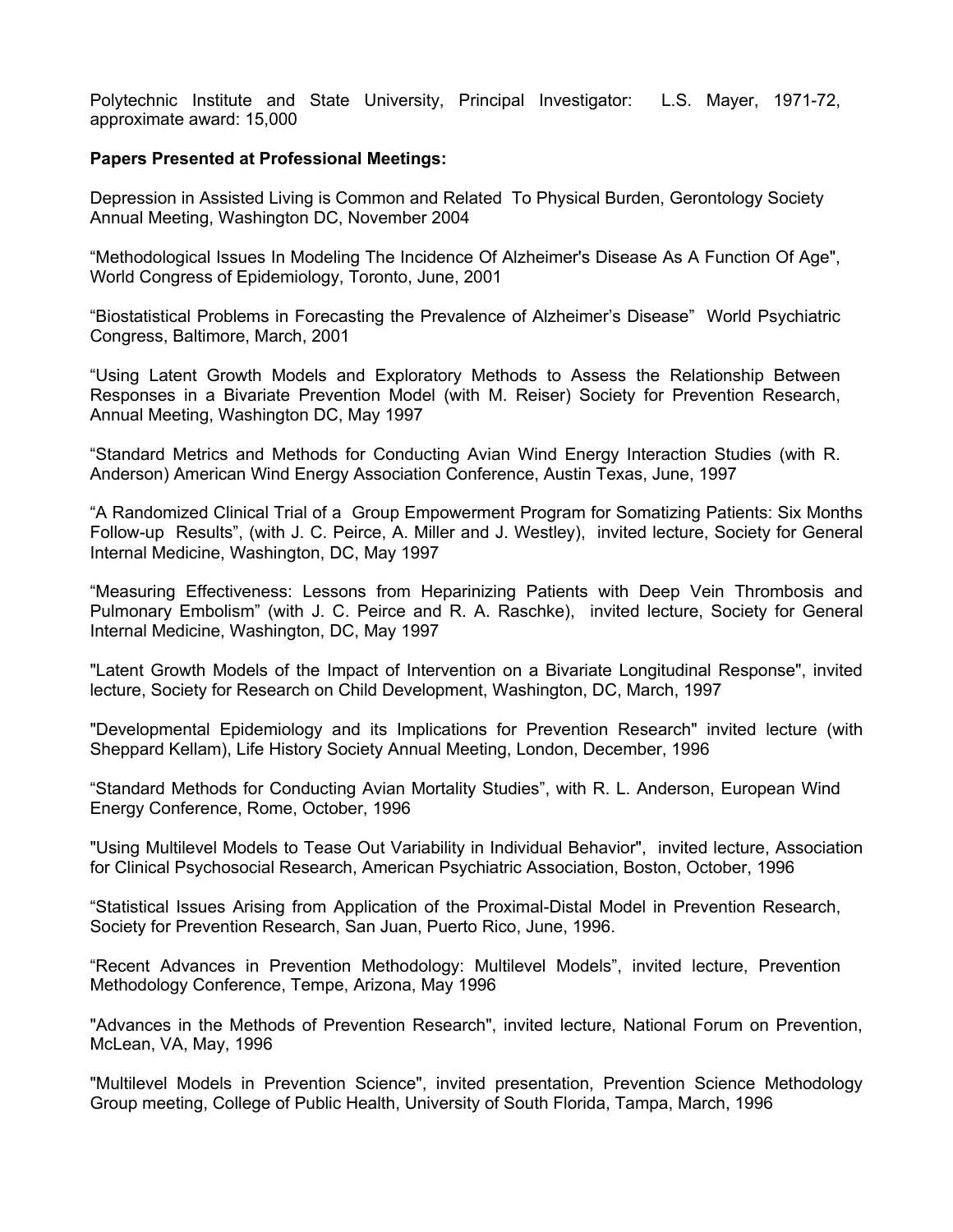Polytechnic Institute and State University, Principal Investigator: L.S. Mayer, 1971-72, approximate award: 15,000

**Papers Presented at Professional Meetings:**

Depression in Assisted Living is Common and Related To Physical Burden, Gerontology Society Annual Meeting, Washington DC, November 2004

"Methodological Issues In Modeling The Incidence Of Alzheimer's Disease As A Function Of Age", World Congress of Epidemiology, Toronto, June, 2001

"Biostatistical Problems in Forecasting the Prevalence of Alzheimer's Disease" World Psychiatric Congress, Baltimore, March, 2001

"Using Latent Growth Models and Exploratory Methods to Assess the Relationship Between Responses in a Bivariate Prevention Model (with M. Reiser) Society for Prevention Research, Annual Meeting, Washington DC, May 1997

"Standard Metrics and Methods for Conducting Avian Wind Energy Interaction Studies (with R. Anderson) American Wind Energy Association Conference, Austin Texas, June, 1997

"A Randomized Clinical Trial of a Group Empowerment Program for Somatizing Patients: Six Months Follow-up Results", (with J. C. Peirce, A. Miller and J. Westley), invited lecture, Society for General Internal Medicine, Washington, DC, May 1997

"Measuring Effectiveness: Lessons from Heparinizing Patients with Deep Vein Thrombosis and Pulmonary Embolism" (with J. C. Peirce and R. A. Raschke), invited lecture, Society for General Internal Medicine, Washington, DC, May 1997

"Latent Growth Models of the Impact of Intervention on a Bivariate Longitudinal Response", invited lecture, Society for Research on Child Development, Washington, DC, March, 1997

"Developmental Epidemiology and its Implications for Prevention Research" invited lecture (with Sheppard Kellam), Life History Society Annual Meeting, London, December, 1996

"Standard Methods for Conducting Avian Mortality Studies", with R. L. Anderson, European Wind Energy Conference, Rome, October, 1996

"Using Multilevel Models to Tease Out Variability in Individual Behavior", invited lecture, Association for Clinical Psychosocial Research, American Psychiatric Association, Boston, October, 1996

"Statistical Issues Arising from Application of the Proximal-Distal Model in Prevention Research, Society for Prevention Research, San Juan, Puerto Rico, June, 1996.

"Recent Advances in Prevention Methodology: Multilevel Models", invited lecture, Prevention Methodology Conference, Tempe, Arizona, May 1996

"Advances in the Methods of Prevention Research", invited lecture, National Forum on Prevention, McLean, VA, May, 1996

"Multilevel Models in Prevention Science", invited presentation, Prevention Science Methodology Group meeting, College of Public Health, University of South Florida, Tampa, March, 1996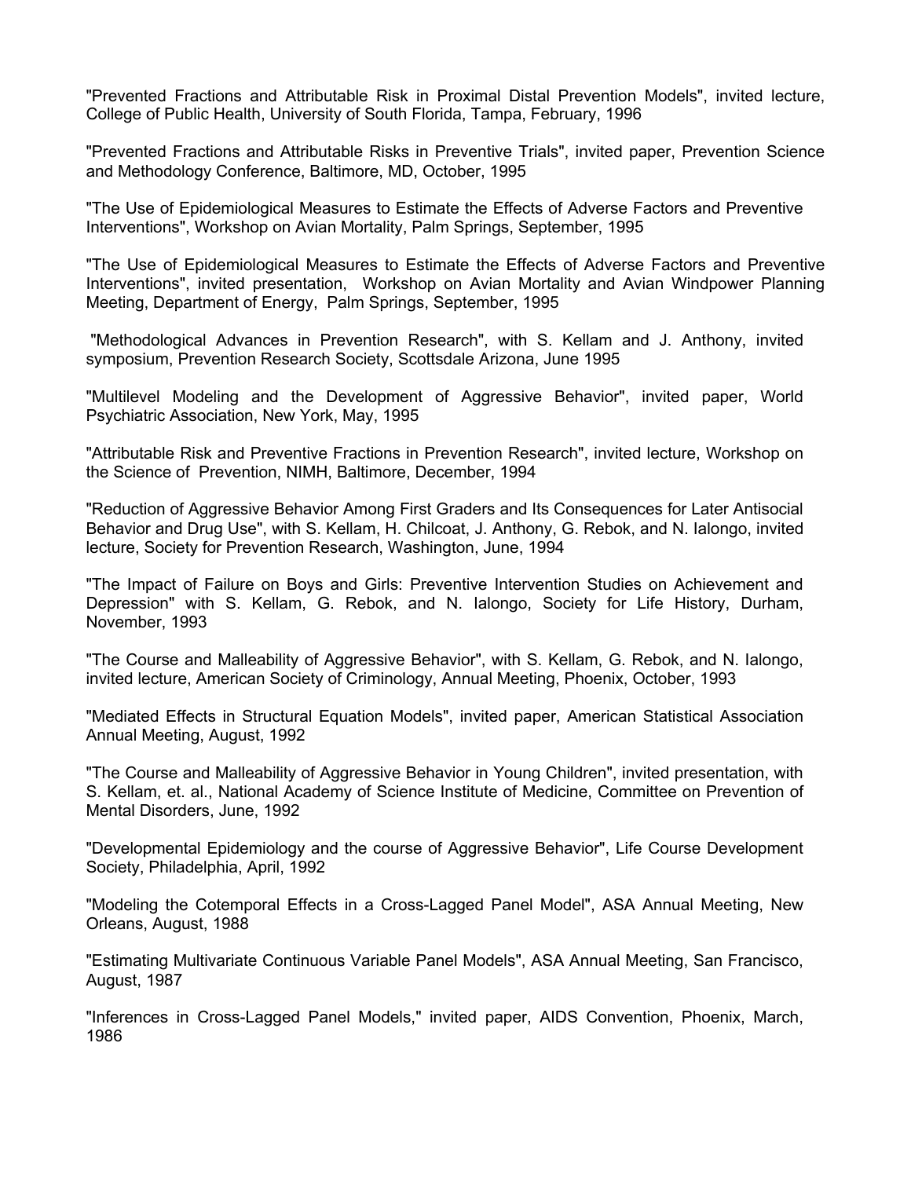"Prevented Fractions and Attributable Risk in Proximal Distal Prevention Models", invited lecture, College of Public Health, University of South Florida, Tampa, February, 1996

"Prevented Fractions and Attributable Risks in Preventive Trials", invited paper, Prevention Science and Methodology Conference, Baltimore, MD, October, 1995

"The Use of Epidemiological Measures to Estimate the Effects of Adverse Factors and Preventive Interventions", Workshop on Avian Mortality, Palm Springs, September, 1995

"The Use of Epidemiological Measures to Estimate the Effects of Adverse Factors and Preventive Interventions", invited presentation, Workshop on Avian Mortality and Avian Windpower Planning Meeting, Department of Energy, Palm Springs, September, 1995

"Methodological Advances in Prevention Research", with S. Kellam and J. Anthony, invited symposium, Prevention Research Society, Scottsdale Arizona, June 1995

"Multilevel Modeling and the Development of Aggressive Behavior", invited paper, World Psychiatric Association, New York, May, 1995

"Attributable Risk and Preventive Fractions in Prevention Research", invited lecture, Workshop on the Science of Prevention, NIMH, Baltimore, December, 1994

"Reduction of Aggressive Behavior Among First Graders and Its Consequences for Later Antisocial Behavior and Drug Use", with S. Kellam, H. Chilcoat, J. Anthony, G. Rebok, and N. Ialongo, invited lecture, Society for Prevention Research, Washington, June, 1994

"The Impact of Failure on Boys and Girls: Preventive Intervention Studies on Achievement and Depression" with S. Kellam, G. Rebok, and N. Ialongo, Society for Life History, Durham, November, 1993

"The Course and Malleability of Aggressive Behavior", with S. Kellam, G. Rebok, and N. Ialongo, invited lecture, American Society of Criminology, Annual Meeting, Phoenix, October, 1993

"Mediated Effects in Structural Equation Models", invited paper, American Statistical Association Annual Meeting, August, 1992

"The Course and Malleability of Aggressive Behavior in Young Children", invited presentation, with S. Kellam, et. al., National Academy of Science Institute of Medicine, Committee on Prevention of Mental Disorders, June, 1992

"Developmental Epidemiology and the course of Aggressive Behavior", Life Course Development Society, Philadelphia, April, 1992

"Modeling the Cotemporal Effects in a Cross-Lagged Panel Model", ASA Annual Meeting, New Orleans, August, 1988

"Estimating Multivariate Continuous Variable Panel Models", ASA Annual Meeting, San Francisco, August, 1987

"Inferences in Cross-Lagged Panel Models," invited paper, AIDS Convention, Phoenix, March, 1986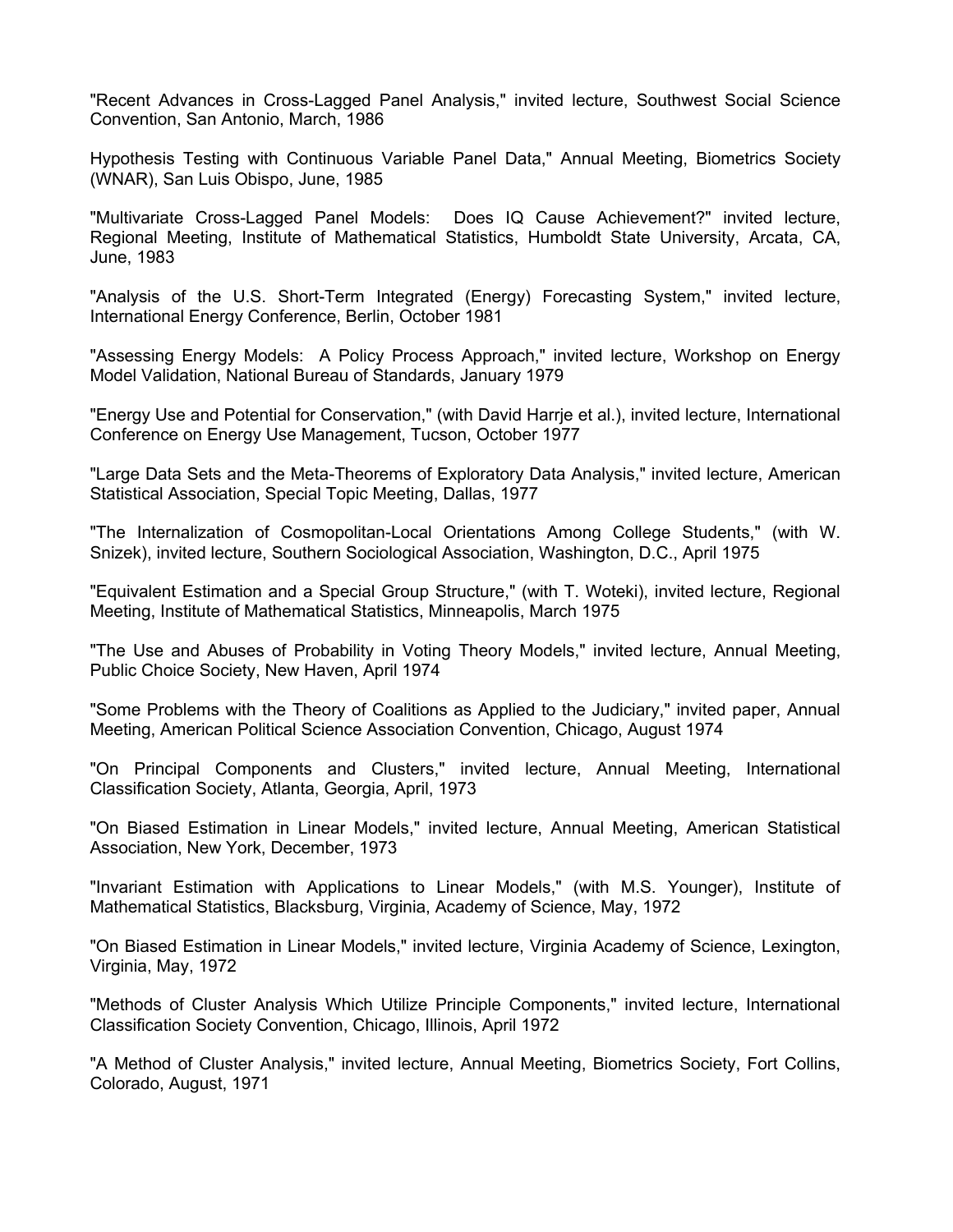"Recent Advances in Cross-Lagged Panel Analysis," invited lecture, Southwest Social Science Convention, San Antonio, March, 1986

Hypothesis Testing with Continuous Variable Panel Data," Annual Meeting, Biometrics Society (WNAR), San Luis Obispo, June, 1985

"Multivariate Cross-Lagged Panel Models: Does IQ Cause Achievement?" invited lecture, Regional Meeting, Institute of Mathematical Statistics, Humboldt State University, Arcata, CA, June, 1983

"Analysis of the U.S. Short-Term Integrated (Energy) Forecasting System," invited lecture, International Energy Conference, Berlin, October 1981

"Assessing Energy Models: A Policy Process Approach," invited lecture, Workshop on Energy Model Validation, National Bureau of Standards, January 1979

"Energy Use and Potential for Conservation," (with David Harrje et al.), invited lecture, International Conference on Energy Use Management, Tucson, October 1977

"Large Data Sets and the Meta-Theorems of Exploratory Data Analysis," invited lecture, American Statistical Association, Special Topic Meeting, Dallas, 1977

"The Internalization of Cosmopolitan-Local Orientations Among College Students," (with W. Snizek), invited lecture, Southern Sociological Association, Washington, D.C., April 1975

"Equivalent Estimation and a Special Group Structure," (with T. Woteki), invited lecture, Regional Meeting, Institute of Mathematical Statistics, Minneapolis, March 1975

"The Use and Abuses of Probability in Voting Theory Models," invited lecture, Annual Meeting, Public Choice Society, New Haven, April 1974

"Some Problems with the Theory of Coalitions as Applied to the Judiciary," invited paper, Annual Meeting, American Political Science Association Convention, Chicago, August 1974

"On Principal Components and Clusters," invited lecture, Annual Meeting, International Classification Society, Atlanta, Georgia, April, 1973

"On Biased Estimation in Linear Models," invited lecture, Annual Meeting, American Statistical Association, New York, December, 1973

"Invariant Estimation with Applications to Linear Models," (with M.S. Younger), Institute of Mathematical Statistics, Blacksburg, Virginia, Academy of Science, May, 1972

"On Biased Estimation in Linear Models," invited lecture, Virginia Academy of Science, Lexington, Virginia, May, 1972

"Methods of Cluster Analysis Which Utilize Principle Components," invited lecture, International Classification Society Convention, Chicago, Illinois, April 1972

"A Method of Cluster Analysis," invited lecture, Annual Meeting, Biometrics Society, Fort Collins, Colorado, August, 1971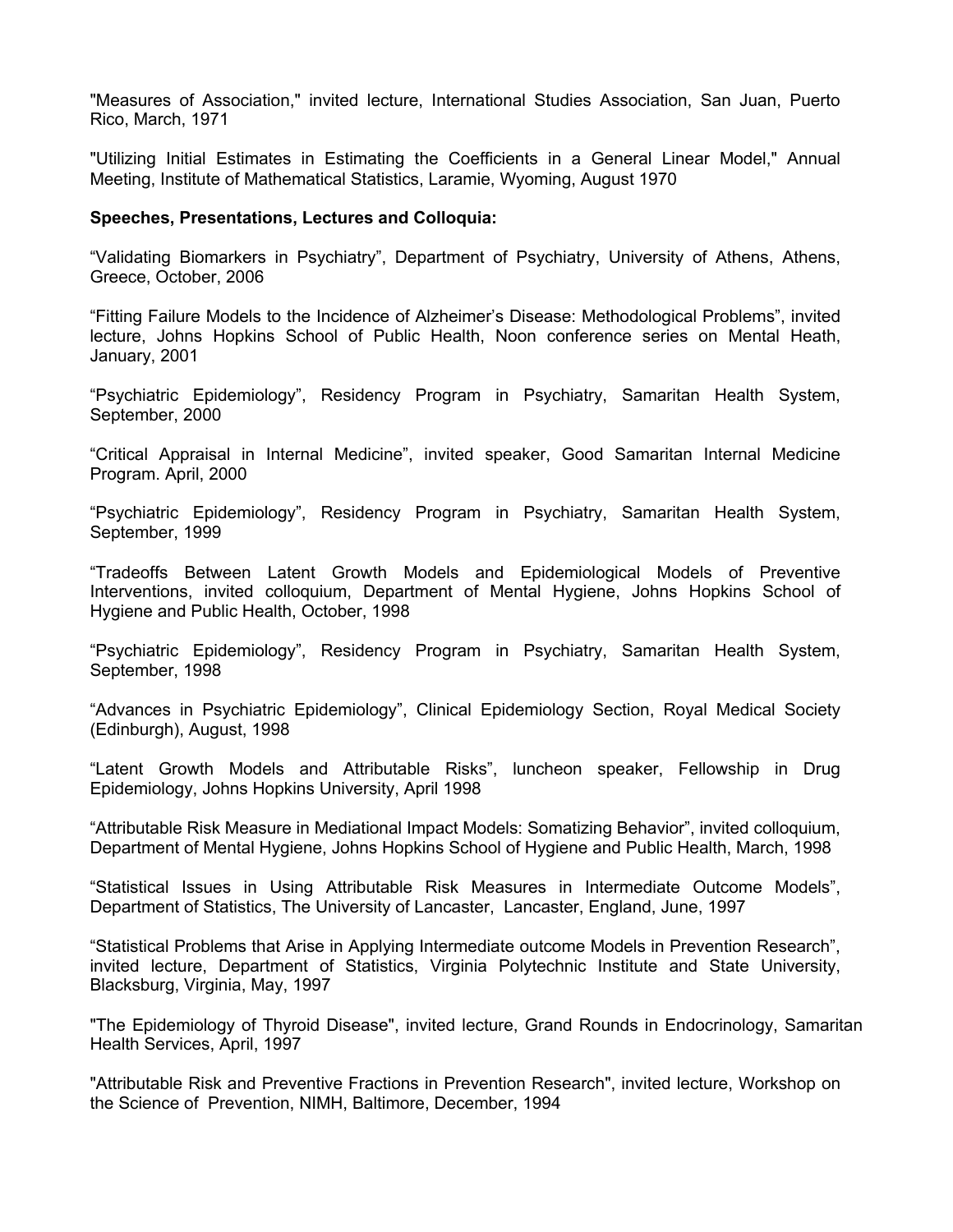"Measures of Association," invited lecture, International Studies Association, San Juan, Puerto Rico, March, 1971

"Utilizing Initial Estimates in Estimating the Coefficients in a General Linear Model," Annual Meeting, Institute of Mathematical Statistics, Laramie, Wyoming, August 1970

**Speeches, Presentations, Lectures and Colloquia:**

"Validating Biomarkers in Psychiatry", Department of Psychiatry, University of Athens, Athens, Greece, October, 2006

"Fitting Failure Models to the Incidence of Alzheimer's Disease: Methodological Problems", invited lecture, Johns Hopkins School of Public Health, Noon conference series on Mental Heath, January, 2001

"Psychiatric Epidemiology", Residency Program in Psychiatry, Samaritan Health System, September, 2000

"Critical Appraisal in Internal Medicine", invited speaker, Good Samaritan Internal Medicine Program. April, 2000

"Psychiatric Epidemiology", Residency Program in Psychiatry, Samaritan Health System, September, 1999

"Tradeoffs Between Latent Growth Models and Epidemiological Models of Preventive Interventions, invited colloquium, Department of Mental Hygiene, Johns Hopkins School of Hygiene and Public Health, October, 1998

"Psychiatric Epidemiology", Residency Program in Psychiatry, Samaritan Health System, September, 1998

"Advances in Psychiatric Epidemiology", Clinical Epidemiology Section, Royal Medical Society (Edinburgh), August, 1998

"Latent Growth Models and Attributable Risks", luncheon speaker, Fellowship in Drug Epidemiology, Johns Hopkins University, April 1998

"Attributable Risk Measure in Mediational Impact Models: Somatizing Behavior", invited colloquium, Department of Mental Hygiene, Johns Hopkins School of Hygiene and Public Health, March, 1998

"Statistical Issues in Using Attributable Risk Measures in Intermediate Outcome Models", Department of Statistics, The University of Lancaster, Lancaster, England, June, 1997

"Statistical Problems that Arise in Applying Intermediate outcome Models in Prevention Research", invited lecture, Department of Statistics, Virginia Polytechnic Institute and State University, Blacksburg, Virginia, May, 1997

"The Epidemiology of Thyroid Disease", invited lecture, Grand Rounds in Endocrinology, Samaritan Health Services, April, 1997

"Attributable Risk and Preventive Fractions in Prevention Research", invited lecture, Workshop on the Science of Prevention, NIMH, Baltimore, December, 1994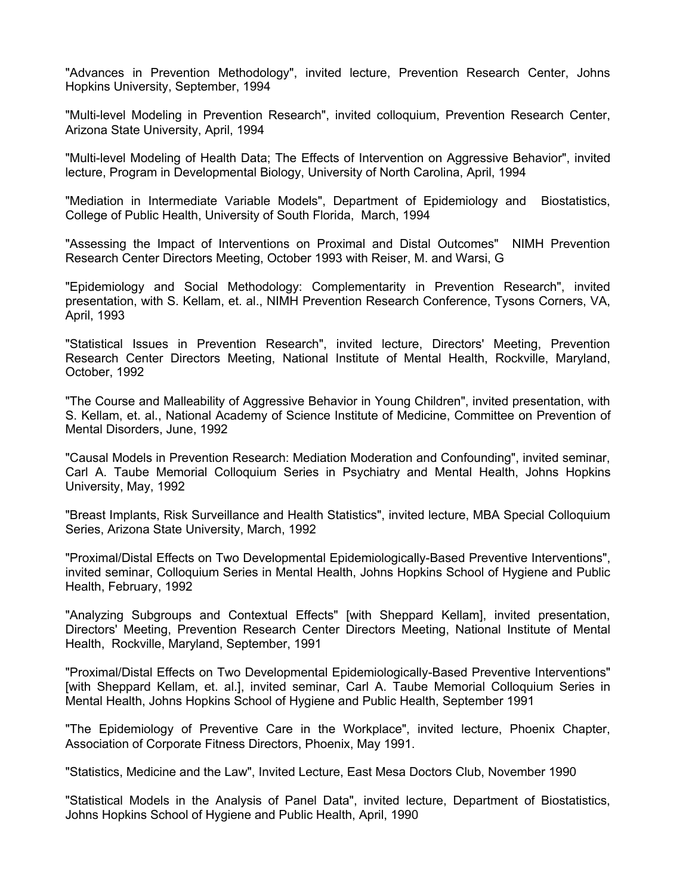"Advances in Prevention Methodology", invited lecture, Prevention Research Center, Johns Hopkins University, September, 1994

"Multi-level Modeling in Prevention Research", invited colloquium, Prevention Research Center, Arizona State University, April, 1994

"Multi-level Modeling of Health Data; The Effects of Intervention on Aggressive Behavior", invited lecture, Program in Developmental Biology, University of North Carolina, April, 1994

"Mediation in Intermediate Variable Models", Department of Epidemiology and Biostatistics, College of Public Health, University of South Florida, March, 1994

"Assessing the Impact of Interventions on Proximal and Distal Outcomes" NIMH Prevention Research Center Directors Meeting, October 1993 with Reiser, M. and Warsi, G

"Epidemiology and Social Methodology: Complementarity in Prevention Research", invited presentation, with S. Kellam, et. al., NIMH Prevention Research Conference, Tysons Corners, VA, April, 1993

"Statistical Issues in Prevention Research", invited lecture, Directors' Meeting, Prevention Research Center Directors Meeting, National Institute of Mental Health, Rockville, Maryland, October, 1992

"The Course and Malleability of Aggressive Behavior in Young Children", invited presentation, with S. Kellam, et. al., National Academy of Science Institute of Medicine, Committee on Prevention of Mental Disorders, June, 1992

"Causal Models in Prevention Research: Mediation Moderation and Confounding", invited seminar, Carl A. Taube Memorial Colloquium Series in Psychiatry and Mental Health, Johns Hopkins University, May, 1992

"Breast Implants, Risk Surveillance and Health Statistics", invited lecture, MBA Special Colloquium Series, Arizona State University, March, 1992

"Proximal/Distal Effects on Two Developmental Epidemiologically-Based Preventive Interventions", invited seminar, Colloquium Series in Mental Health, Johns Hopkins School of Hygiene and Public Health, February, 1992

"Analyzing Subgroups and Contextual Effects" [with Sheppard Kellam], invited presentation, Directors' Meeting, Prevention Research Center Directors Meeting, National Institute of Mental Health, Rockville, Maryland, September, 1991

"Proximal/Distal Effects on Two Developmental Epidemiologically-Based Preventive Interventions" [with Sheppard Kellam, et. al.], invited seminar, Carl A. Taube Memorial Colloquium Series in Mental Health, Johns Hopkins School of Hygiene and Public Health, September 1991

"The Epidemiology of Preventive Care in the Workplace", invited lecture, Phoenix Chapter, Association of Corporate Fitness Directors, Phoenix, May 1991.

"Statistics, Medicine and the Law", Invited Lecture, East Mesa Doctors Club, November 1990

"Statistical Models in the Analysis of Panel Data", invited lecture, Department of Biostatistics, Johns Hopkins School of Hygiene and Public Health, April, 1990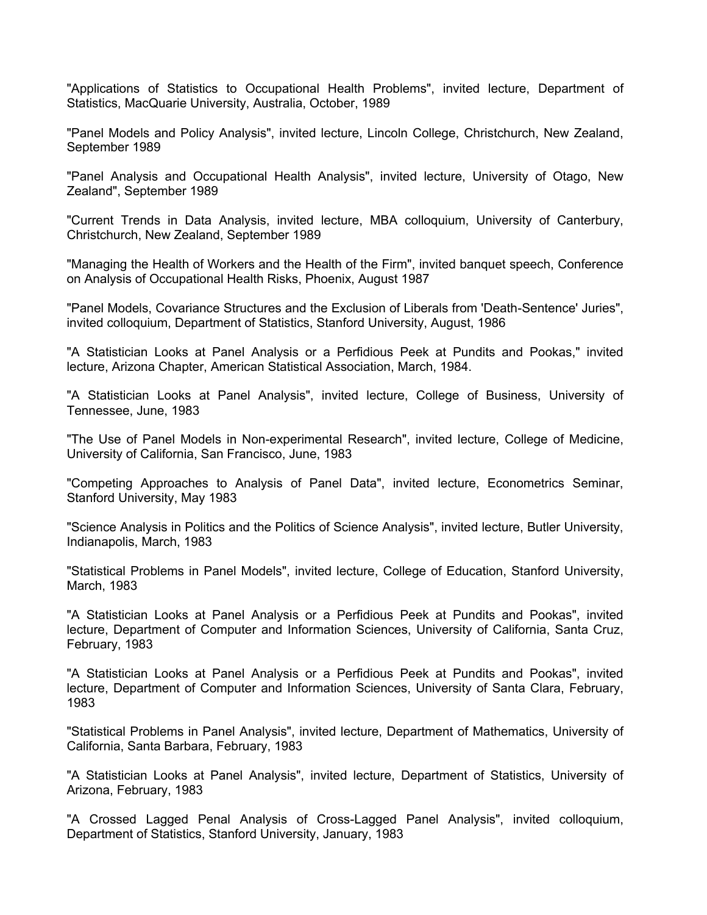"Applications of Statistics to Occupational Health Problems", invited lecture, Department of Statistics, MacQuarie University, Australia, October, 1989

"Panel Models and Policy Analysis", invited lecture, Lincoln College, Christchurch, New Zealand, September 1989

"Panel Analysis and Occupational Health Analysis", invited lecture, University of Otago, New Zealand", September 1989

"Current Trends in Data Analysis, invited lecture, MBA colloquium, University of Canterbury, Christchurch, New Zealand, September 1989

"Managing the Health of Workers and the Health of the Firm", invited banquet speech, Conference on Analysis of Occupational Health Risks, Phoenix, August 1987

"Panel Models, Covariance Structures and the Exclusion of Liberals from 'Death-Sentence' Juries", invited colloquium, Department of Statistics, Stanford University, August, 1986

"A Statistician Looks at Panel Analysis or a Perfidious Peek at Pundits and Pookas," invited lecture, Arizona Chapter, American Statistical Association, March, 1984.

"A Statistician Looks at Panel Analysis", invited lecture, College of Business, University of Tennessee, June, 1983

"The Use of Panel Models in Non-experimental Research", invited lecture, College of Medicine, University of California, San Francisco, June, 1983

"Competing Approaches to Analysis of Panel Data", invited lecture, Econometrics Seminar, Stanford University, May 1983

"Science Analysis in Politics and the Politics of Science Analysis", invited lecture, Butler University, Indianapolis, March, 1983

"Statistical Problems in Panel Models", invited lecture, College of Education, Stanford University, March, 1983

"A Statistician Looks at Panel Analysis or a Perfidious Peek at Pundits and Pookas", invited lecture, Department of Computer and Information Sciences, University of California, Santa Cruz, February, 1983

"A Statistician Looks at Panel Analysis or a Perfidious Peek at Pundits and Pookas", invited lecture, Department of Computer and Information Sciences, University of Santa Clara, February, 1983

"Statistical Problems in Panel Analysis", invited lecture, Department of Mathematics, University of California, Santa Barbara, February, 1983

"A Statistician Looks at Panel Analysis", invited lecture, Department of Statistics, University of Arizona, February, 1983

"A Crossed Lagged Penal Analysis of Cross-Lagged Panel Analysis", invited colloquium, Department of Statistics, Stanford University, January, 1983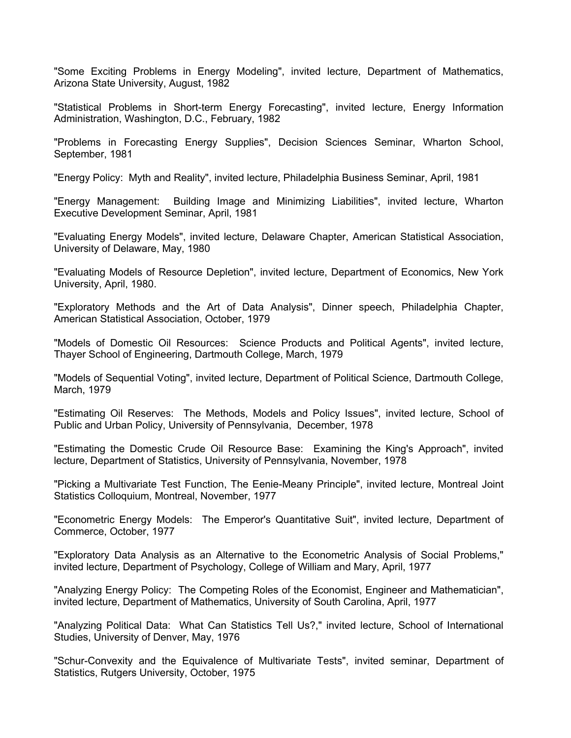"Some Exciting Problems in Energy Modeling", invited lecture, Department of Mathematics, Arizona State University, August, 1982

"Statistical Problems in Short-term Energy Forecasting", invited lecture, Energy Information Administration, Washington, D.C., February, 1982

"Problems in Forecasting Energy Supplies", Decision Sciences Seminar, Wharton School, September, 1981

"Energy Policy: Myth and Reality", invited lecture, Philadelphia Business Seminar, April, 1981

"Energy Management: Building Image and Minimizing Liabilities", invited lecture, Wharton Executive Development Seminar, April, 1981

"Evaluating Energy Models", invited lecture, Delaware Chapter, American Statistical Association, University of Delaware, May, 1980

"Evaluating Models of Resource Depletion", invited lecture, Department of Economics, New York University, April, 1980.

"Exploratory Methods and the Art of Data Analysis", Dinner speech, Philadelphia Chapter, American Statistical Association, October, 1979

"Models of Domestic Oil Resources: Science Products and Political Agents", invited lecture, Thayer School of Engineering, Dartmouth College, March, 1979

"Models of Sequential Voting", invited lecture, Department of Political Science, Dartmouth College, March, 1979

"Estimating Oil Reserves: The Methods, Models and Policy Issues", invited lecture, School of Public and Urban Policy, University of Pennsylvania, December, 1978

"Estimating the Domestic Crude Oil Resource Base: Examining the King's Approach", invited lecture, Department of Statistics, University of Pennsylvania, November, 1978

"Picking a Multivariate Test Function, The Eenie-Meany Principle", invited lecture, Montreal Joint Statistics Colloquium, Montreal, November, 1977

"Econometric Energy Models: The Emperor's Quantitative Suit", invited lecture, Department of Commerce, October, 1977

"Exploratory Data Analysis as an Alternative to the Econometric Analysis of Social Problems," invited lecture, Department of Psychology, College of William and Mary, April, 1977

"Analyzing Energy Policy: The Competing Roles of the Economist, Engineer and Mathematician", invited lecture, Department of Mathematics, University of South Carolina, April, 1977

"Analyzing Political Data: What Can Statistics Tell Us?," invited lecture, School of International Studies, University of Denver, May, 1976

"Schur-Convexity and the Equivalence of Multivariate Tests", invited seminar, Department of Statistics, Rutgers University, October, 1975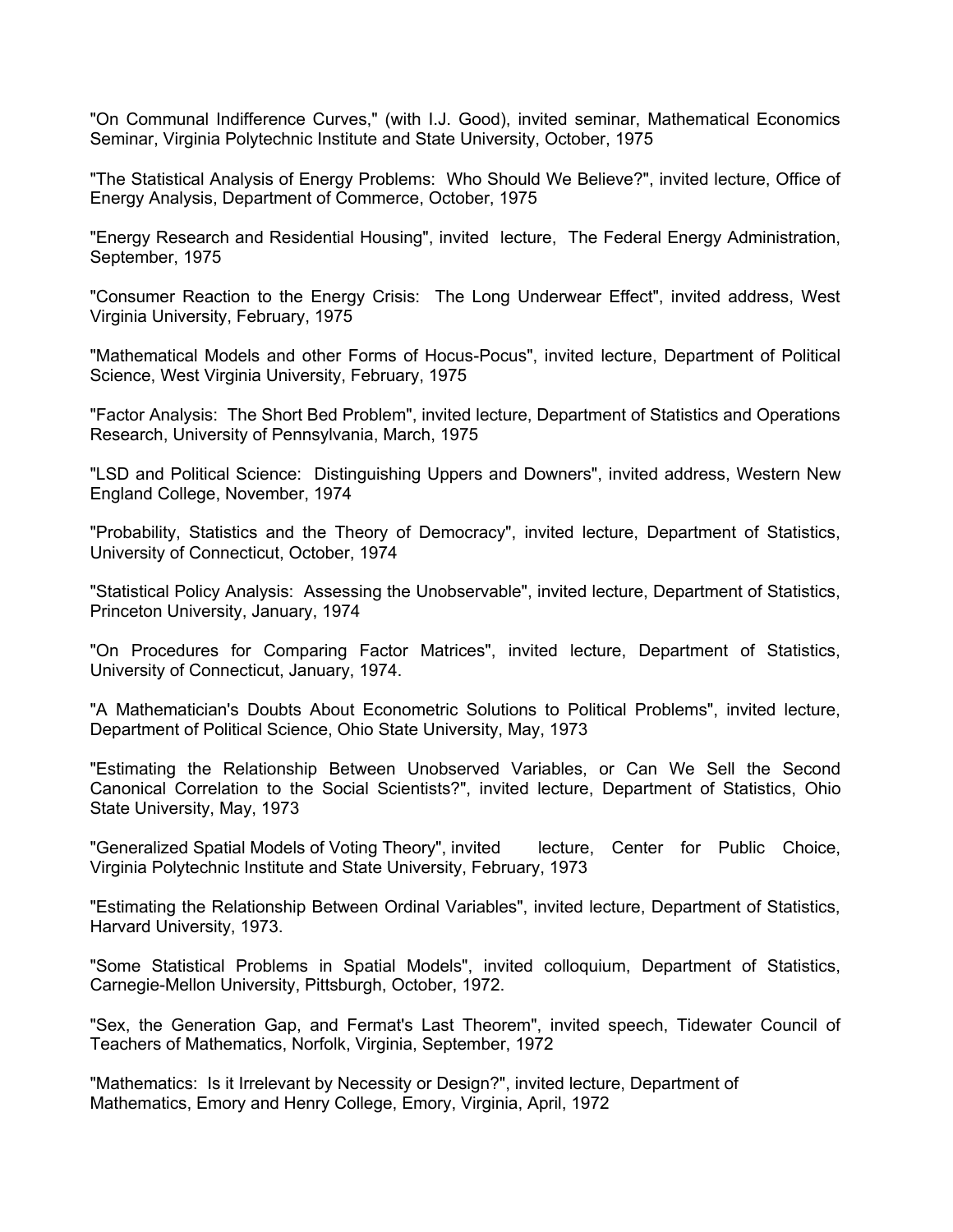"On Communal Indifference Curves," (with I.J. Good), invited seminar, Mathematical Economics Seminar, Virginia Polytechnic Institute and State University, October, 1975

"The Statistical Analysis of Energy Problems: Who Should We Believe?", invited lecture, Office of Energy Analysis, Department of Commerce, October, 1975

"Energy Research and Residential Housing", invited lecture, The Federal Energy Administration, September, 1975

"Consumer Reaction to the Energy Crisis: The Long Underwear Effect", invited address, West Virginia University, February, 1975

"Mathematical Models and other Forms of Hocus-Pocus", invited lecture, Department of Political Science, West Virginia University, February, 1975

"Factor Analysis: The Short Bed Problem", invited lecture, Department of Statistics and Operations Research, University of Pennsylvania, March, 1975

"LSD and Political Science: Distinguishing Uppers and Downers", invited address, Western New England College, November, 1974

"Probability, Statistics and the Theory of Democracy", invited lecture, Department of Statistics, University of Connecticut, October, 1974

"Statistical Policy Analysis: Assessing the Unobservable", invited lecture, Department of Statistics, Princeton University, January, 1974

"On Procedures for Comparing Factor Matrices", invited lecture, Department of Statistics, University of Connecticut, January, 1974.

"A Mathematician's Doubts About Econometric Solutions to Political Problems", invited lecture, Department of Political Science, Ohio State University, May, 1973

"Estimating the Relationship Between Unobserved Variables, or Can We Sell the Second Canonical Correlation to the Social Scientists?", invited lecture, Department of Statistics, Ohio State University, May, 1973

"Generalized Spatial Models of Voting Theory", invited lecture, Center for Public Choice, Virginia Polytechnic Institute and State University, February, 1973

"Estimating the Relationship Between Ordinal Variables", invited lecture, Department of Statistics, Harvard University, 1973.

"Some Statistical Problems in Spatial Models", invited colloquium, Department of Statistics, Carnegie-Mellon University, Pittsburgh, October, 1972.

"Sex, the Generation Gap, and Fermat's Last Theorem", invited speech, Tidewater Council of Teachers of Mathematics, Norfolk, Virginia, September, 1972

"Mathematics: Is it Irrelevant by Necessity or Design?", invited lecture, Department of Mathematics, Emory and Henry College, Emory, Virginia, April, 1972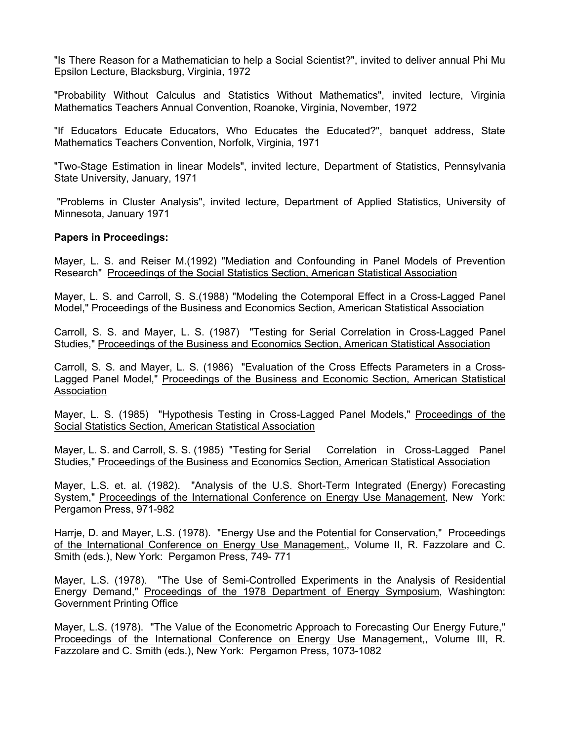"Is There Reason for a Mathematician to help a Social Scientist?", invited to deliver annual Phi Mu Epsilon Lecture, Blacksburg, Virginia, 1972

"Probability Without Calculus and Statistics Without Mathematics", invited lecture, Virginia Mathematics Teachers Annual Convention, Roanoke, Virginia, November, 1972

"If Educators Educate Educators, Who Educates the Educated?", banquet address, State Mathematics Teachers Convention, Norfolk, Virginia, 1971

"Two-Stage Estimation in linear Models", invited lecture, Department of Statistics, Pennsylvania State University, January, 1971

"Problems in Cluster Analysis", invited lecture, Department of Applied Statistics, University of Minnesota, January 1971

**Papers in Proceedings:**

Mayer, L. S. and Reiser M.(1992) "Mediation and Confounding in Panel Models of Prevention Research" Proceedings of the Social Statistics Section, American Statistical Association

Mayer, L. S. and Carroll, S. S.(1988) "Modeling the Cotemporal Effect in a Cross-Lagged Panel Model," Proceedings of the Business and Economics Section, American Statistical Association

Carroll, S. S. and Mayer, L. S. (1987) "Testing for Serial Correlation in Cross-Lagged Panel Studies," Proceedings of the Business and Economics Section, American Statistical Association

Carroll, S. S. and Mayer, L. S. (1986) "Evaluation of the Cross Effects Parameters in a Cross-Lagged Panel Model," Proceedings of the Business and Economic Section, American Statistical Association

Mayer, L. S. (1985) "Hypothesis Testing in Cross-Lagged Panel Models," Proceedings of the Social Statistics Section, American Statistical Association

Mayer, L. S. and Carroll, S. S. (1985) "Testing for Serial Correlation in Cross-Lagged Panel Studies," Proceedings of the Business and Economics Section, American Statistical Association

Mayer, L.S. et. al. (1982). "Analysis of the U.S. Short-Term Integrated (Energy) Forecasting System," Proceedings of the International Conference on Energy Use Management, New York: Pergamon Press, 971-982

Harrje, D. and Mayer, L.S. (1978). "Energy Use and the Potential for Conservation," Proceedings of the International Conference on Energy Use Management,, Volume II, R. Fazzolare and C. Smith (eds.), New York: Pergamon Press, 749- 771

Mayer, L.S. (1978). "The Use of Semi-Controlled Experiments in the Analysis of Residential Energy Demand," Proceedings of the 1978 Department of Energy Symposium, Washington: Government Printing Office

Mayer, L.S. (1978). "The Value of the Econometric Approach to Forecasting Our Energy Future," Proceedings of the International Conference on Energy Use Management,, Volume III, R. Fazzolare and C. Smith (eds.), New York: Pergamon Press, 1073-1082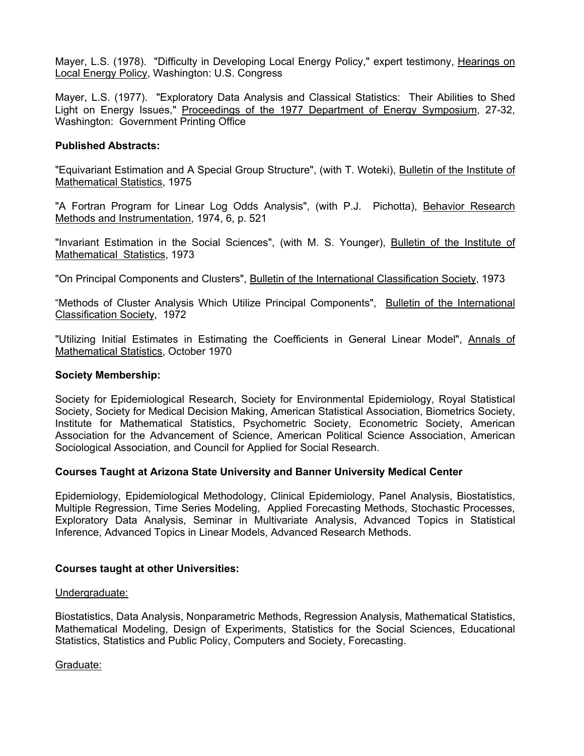Mayer, L.S. (1978). "Difficulty in Developing Local Energy Policy," expert testimony, <u>Hearings on Local Energy Policy</u>, Washington: U.S. Congress

Mayer, L.S. (1977). "Exploratory Data Analysis and Classical Statistics: Their Abilities to Shed Light on Energy Issues," <u>Proceedings of the 1977 Department of Energy Symposium</u>, 27-32, Washington: Government Printing Office

**Published Abstracts:**

"Equivariant Estimation and A Special Group Structure", (with T. Woteki), <u>Bulletin of the Institute of Mathematical Statistics</u>, 1975

"A Fortran Program for Linear Log Odds Analysis", (with P.J. Pichotta), <u>Behavior Research Methods and Instrumentation</u>, 1974, 6, p. 521

"Invariant Estimation in the Social Sciences", (with M. S. Younger), <u>Bulletin of the Institute of Mathematical Statistics</u>, 1973

"On Principal Components and Clusters", <u>Bulletin of the International Classification Society</u>, 1973

"Methods of Cluster Analysis Which Utilize Principal Components", <u>Bulletin of the International Classification Society</u>, 1972

"Utilizing Initial Estimates in Estimating the Coefficients in General Linear Model", <u>Annals of Mathematical Statistics</u>, October 1970

**Society Membership:**

Society for Epidemiological Research, Society for Environmental Epidemiology, Royal Statistical Society, Society for Medical Decision Making, American Statistical Association, Biometrics Society, Institute for Mathematical Statistics, Psychometric Society, Econometric Society, American Association for the Advancement of Science, American Political Science Association, American Sociological Association, and Council for Applied for Social Research.

**Courses Taught at Arizona State University and Banner University Medical Center**

Epidemiology, Epidemiological Methodology, Clinical Epidemiology, Panel Analysis, Biostatistics, Multiple Regression, Time Series Modeling, Applied Forecasting Methods, Stochastic Processes, Exploratory Data Analysis, Seminar in Multivariate Analysis, Advanced Topics in Statistical Inference, Advanced Topics in Linear Models, Advanced Research Methods.

**Courses taught at other Universities:**

<u>Undergraduate:</u>

Biostatistics, Data Analysis, Nonparametric Methods, Regression Analysis, Mathematical Statistics, Mathematical Modeling, Design of Experiments, Statistics for the Social Sciences, Educational Statistics, Statistics and Public Policy, Computers and Society, Forecasting.

<u>Graduate:</u>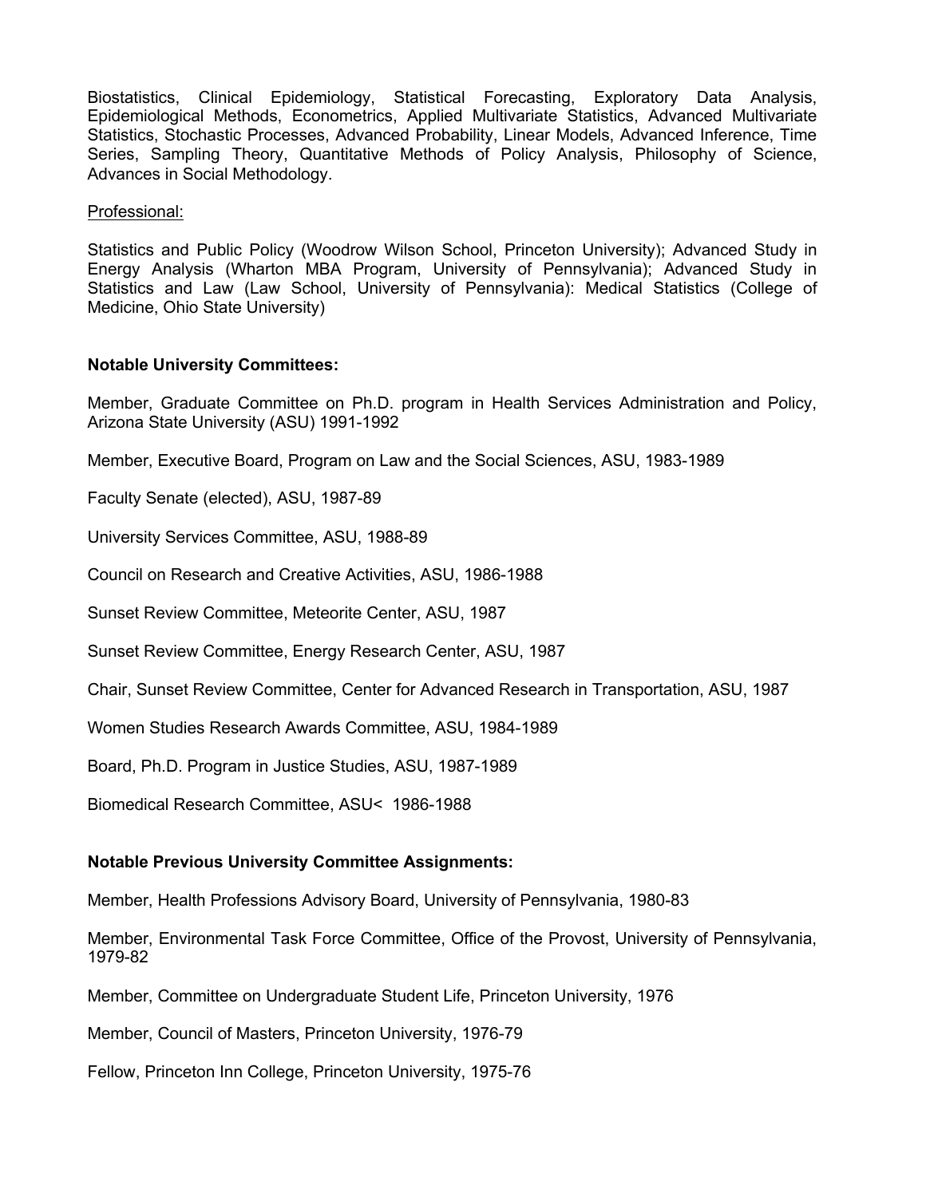Biostatistics, Clinical Epidemiology, Statistical Forecasting, Exploratory Data Analysis, Epidemiological Methods, Econometrics, Applied Multivariate Statistics, Advanced Multivariate Statistics, Stochastic Processes, Advanced Probability, Linear Models, Advanced Inference, Time Series, Sampling Theory, Quantitative Methods of Policy Analysis, Philosophy of Science, Advances in Social Methodology.

Professional:

Statistics and Public Policy (Woodrow Wilson School, Princeton University); Advanced Study in Energy Analysis (Wharton MBA Program, University of Pennsylvania); Advanced Study in Statistics and Law (Law School, University of Pennsylvania): Medical Statistics (College of Medicine, Ohio State University)

**Notable University Committees:**

Member, Graduate Committee on Ph.D. program in Health Services Administration and Policy, Arizona State University (ASU) 1991-1992

Member, Executive Board, Program on Law and the Social Sciences, ASU, 1983-1989

Faculty Senate (elected), ASU, 1987-89

University Services Committee, ASU, 1988-89

Council on Research and Creative Activities, ASU, 1986-1988

Sunset Review Committee, Meteorite Center, ASU, 1987

Sunset Review Committee, Energy Research Center, ASU, 1987

Chair, Sunset Review Committee, Center for Advanced Research in Transportation, ASU, 1987

Women Studies Research Awards Committee, ASU, 1984-1989

Board, Ph.D. Program in Justice Studies, ASU, 1987-1989

Biomedical Research Committee, ASU< 1986-1988

**Notable Previous University Committee Assignments:**

Member, Health Professions Advisory Board, University of Pennsylvania, 1980-83

Member, Environmental Task Force Committee, Office of the Provost, University of Pennsylvania, 1979-82

Member, Committee on Undergraduate Student Life, Princeton University, 1976

Member, Council of Masters, Princeton University, 1976-79

Fellow, Princeton Inn College, Princeton University, 1975-76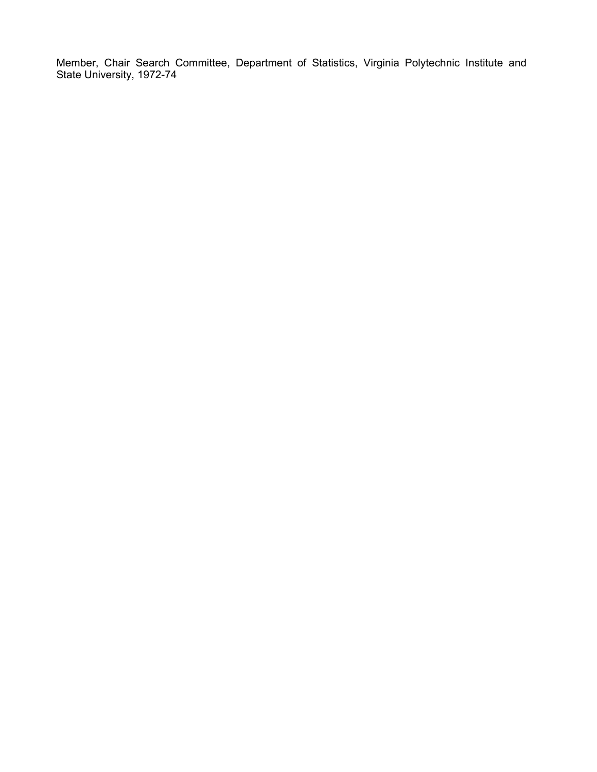Member, Chair Search Committee, Department of Statistics, Virginia Polytechnic Institute and State University, 1972-74